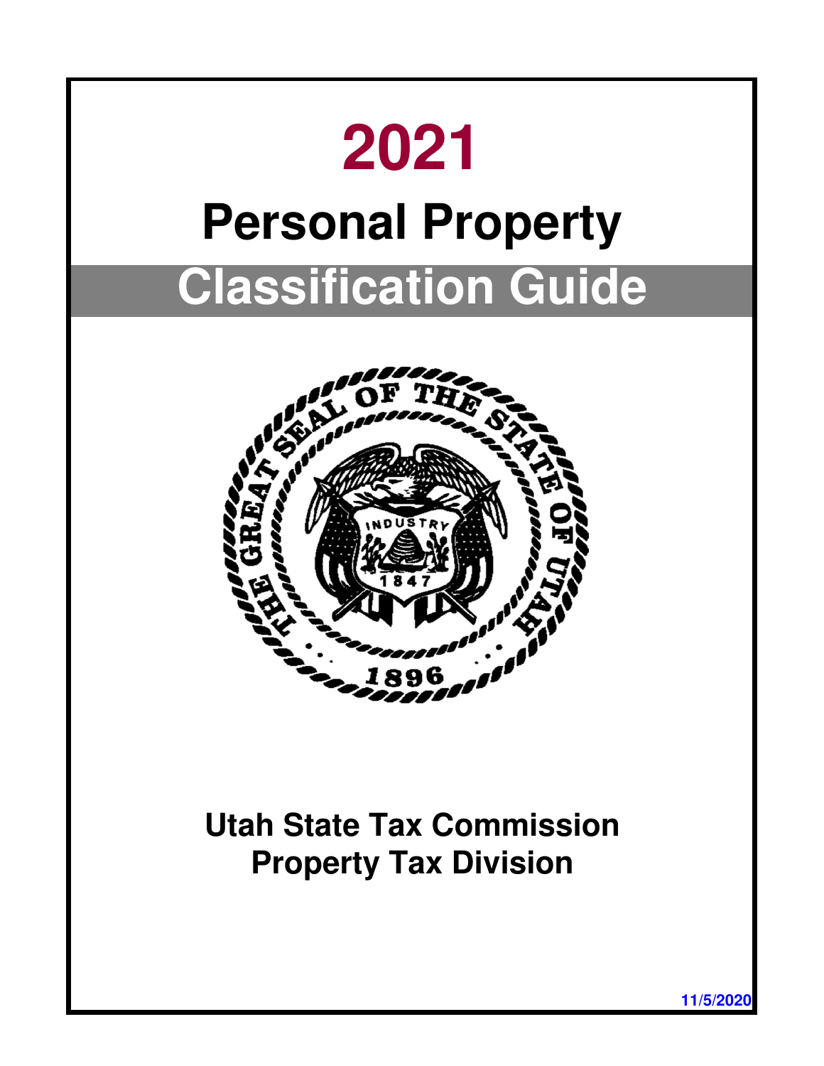# 2021

# Personal Property

# Classification Guide

**Utah State Tax Commission**
**Property Tax Division**

**11/5/2020**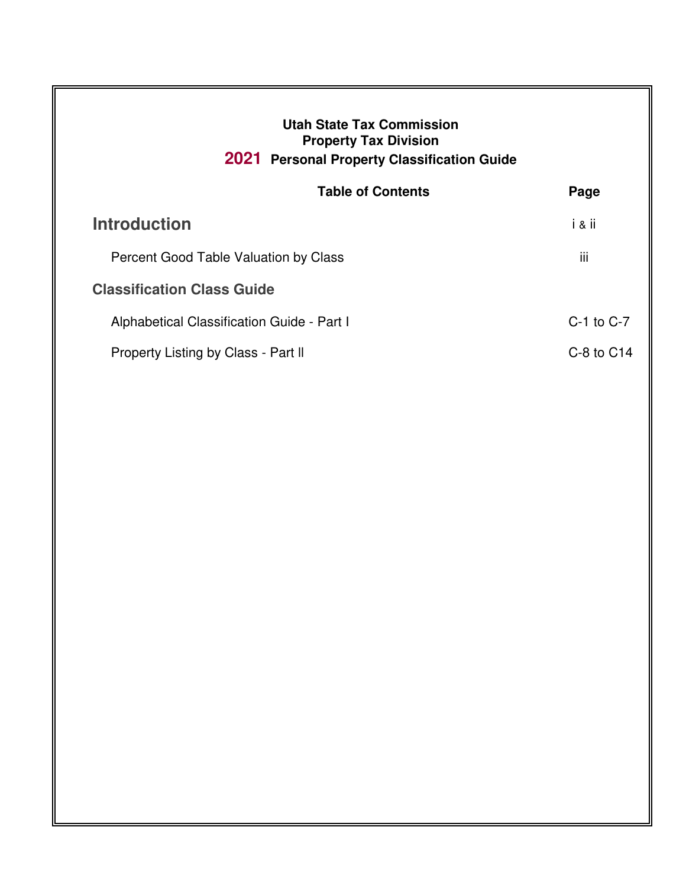**Utah State Tax Commission**
**Property Tax Division**
**2021 Personal Property Classification Guide**

| Table of Contents | Page |
|---|---|
| **Introduction** | i & ii |
| Percent Good Table Valuation by Class | iii |
| **Classification Class Guide** | |
| Alphabetical Classification Guide - Part I | C-1 to C-7 |
| Property Listing by Class - Part ll | C-8 to C14 |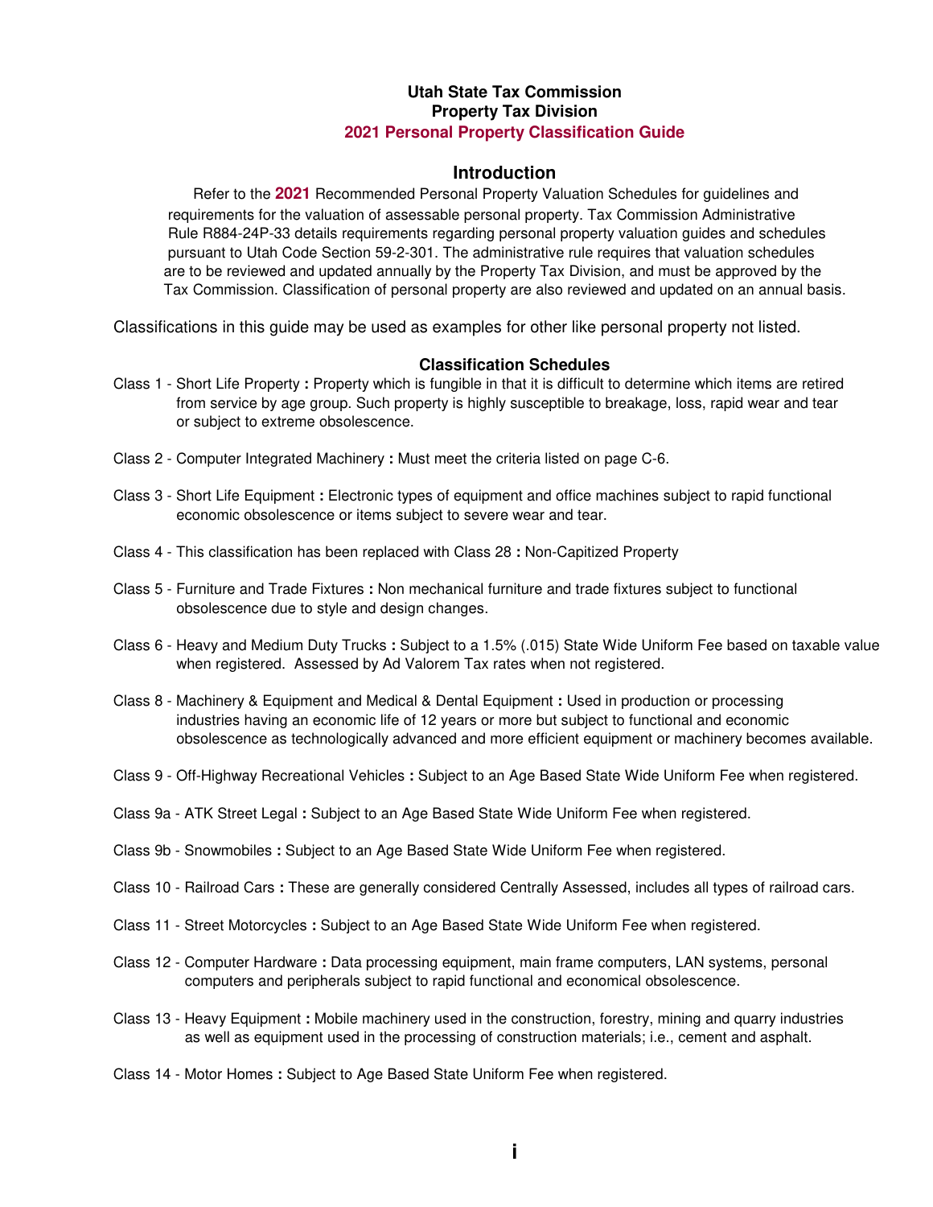# Utah State Tax Commission
# Property Tax Division
# 2021 Personal Property Classification Guide

## Introduction

Refer to the **2021** Recommended Personal Property Valuation Schedules for guidelines and requirements for the valuation of assessable personal property. Tax Commission Administrative Rule R884-24P-33 details requirements regarding personal property valuation guides and schedules pursuant to Utah Code Section 59-2-301. The administrative rule requires that valuation schedules are to be reviewed and updated annually by the Property Tax Division, and must be approved by the Tax Commission. Classification of personal property are also reviewed and updated on an annual basis.

Classifications in this guide may be used as examples for other like personal property not listed.

### Classification Schedules

Class 1 - Short Life Property **:** Property which is fungible in that it is difficult to determine which items are retired from service by age group. Such property is highly susceptible to breakage, loss, rapid wear and tear or subject to extreme obsolescence.

Class 2 - Computer Integrated Machinery **:** Must meet the criteria listed on page C-6.

Class 3 - Short Life Equipment **:** Electronic types of equipment and office machines subject to rapid functional economic obsolescence or items subject to severe wear and tear.

Class 4 - This classification has been replaced with Class 28 **:** Non-Capitized Property

Class 5 - Furniture and Trade Fixtures **:** Non mechanical furniture and trade fixtures subject to functional obsolescence due to style and design changes.

Class 6 - Heavy and Medium Duty Trucks **:** Subject to a 1.5% (.015) State Wide Uniform Fee based on taxable value when registered. Assessed by Ad Valorem Tax rates when not registered.

Class 8 - Machinery & Equipment and Medical & Dental Equipment **:** Used in production or processing industries having an economic life of 12 years or more but subject to functional and economic obsolescence as technologically advanced and more efficient equipment or machinery becomes available.

Class 9 - Off-Highway Recreational Vehicles **:** Subject to an Age Based State Wide Uniform Fee when registered.

Class 9a - ATK Street Legal **:** Subject to an Age Based State Wide Uniform Fee when registered.

Class 9b - Snowmobiles **:** Subject to an Age Based State Wide Uniform Fee when registered.

Class 10 - Railroad Cars **:** These are generally considered Centrally Assessed, includes all types of railroad cars.

Class 11 - Street Motorcycles **:** Subject to an Age Based State Wide Uniform Fee when registered.

Class 12 - Computer Hardware **:** Data processing equipment, main frame computers, LAN systems, personal computers and peripherals subject to rapid functional and economical obsolescence.

Class 13 - Heavy Equipment **:** Mobile machinery used in the construction, forestry, mining and quarry industries as well as equipment used in the processing of construction materials; i.e., cement and asphalt.

Class 14 - Motor Homes **:** Subject to Age Based State Uniform Fee when registered.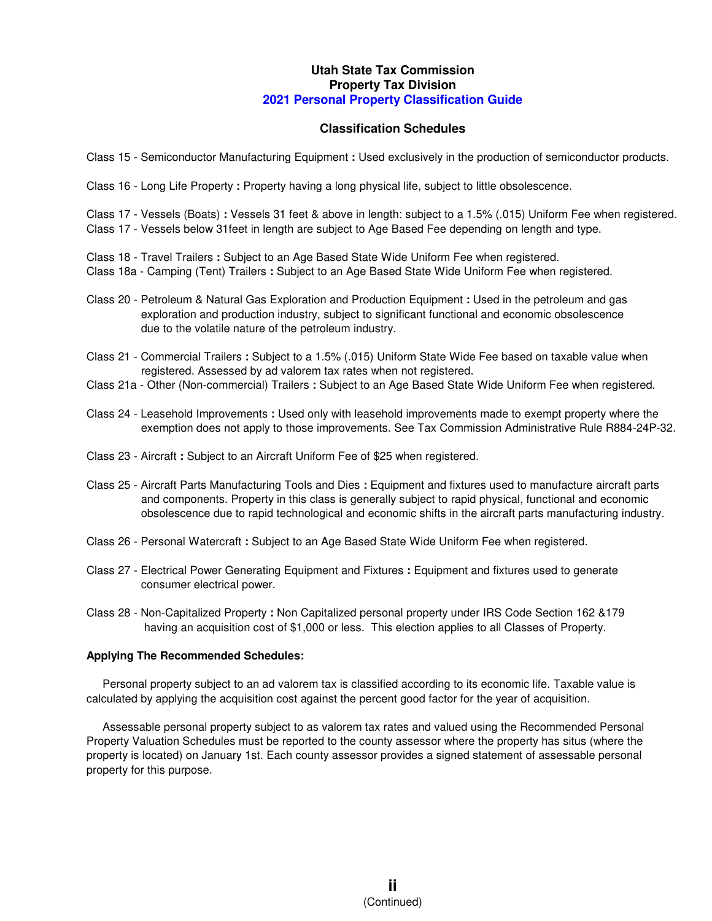**Utah State Tax Commission**
**Property Tax Division**
**2021 Personal Property Classification Guide**

## Classification Schedules

Class 15 - Semiconductor Manufacturing Equipment **:** Used exclusively in the production of semiconductor products.

Class 16 - Long Life Property **:** Property having a long physical life, subject to little obsolescence.

Class 17 - Vessels (Boats) **:** Vessels 31 feet & above in length: subject to a 1.5% (.015) Uniform Fee when registered.
Class 17 - Vessels below 31feet in length are subject to Age Based Fee depending on length and type.

Class 18 - Travel Trailers **:** Subject to an Age Based State Wide Uniform Fee when registered.
Class 18a - Camping (Tent) Trailers **:** Subject to an Age Based State Wide Uniform Fee when registered.

Class 20 - Petroleum & Natural Gas Exploration and Production Equipment **:** Used in the petroleum and gas exploration and production industry, subject to significant functional and economic obsolescence due to the volatile nature of the petroleum industry.

Class 21 - Commercial Trailers **:** Subject to a 1.5% (.015) Uniform State Wide Fee based on taxable value when registered. Assessed by ad valorem tax rates when not registered.
Class 21a - Other (Non-commercial) Trailers **:** Subject to an Age Based State Wide Uniform Fee when registered.

Class 24 - Leasehold Improvements **:** Used only with leasehold improvements made to exempt property where the exemption does not apply to those improvements. See Tax Commission Administrative Rule R884-24P-32.

Class 23 - Aircraft **:** Subject to an Aircraft Uniform Fee of $25 when registered.

Class 25 - Aircraft Parts Manufacturing Tools and Dies **:** Equipment and fixtures used to manufacture aircraft parts and components. Property in this class is generally subject to rapid physical, functional and economic obsolescence due to rapid technological and economic shifts in the aircraft parts manufacturing industry.

Class 26 - Personal Watercraft **:** Subject to an Age Based State Wide Uniform Fee when registered.

Class 27 - Electrical Power Generating Equipment and Fixtures **:** Equipment and fixtures used to generate consumer electrical power.

Class 28 - Non-Capitalized Property **:** Non Capitalized personal property under IRS Code Section 162 &179 having an acquisition cost of $1,000 or less. This election applies to all Classes of Property.

**Applying The Recommended Schedules:**

Personal property subject to an ad valorem tax is classified according to its economic life. Taxable value is calculated by applying the acquisition cost against the percent good factor for the year of acquisition.

Assessable personal property subject to as valorem tax rates and valued using the Recommended Personal Property Valuation Schedules must be reported to the county assessor where the property has situs (where the property is located) on January 1st. Each county assessor provides a signed statement of assessable personal property for this purpose.

(Continued)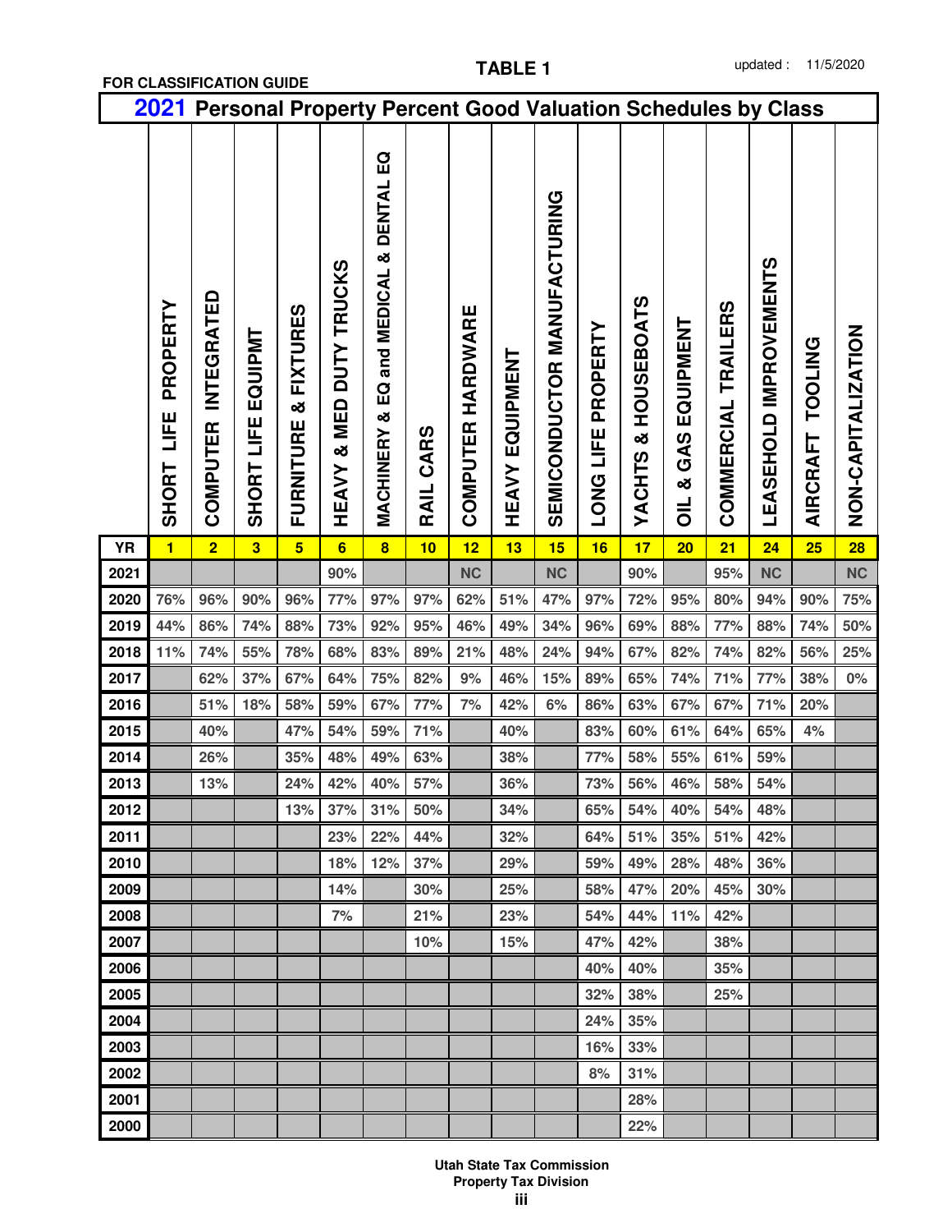**FOR CLASSIFICATION GUIDE**

**TABLE 1**

updated : 11/5/2020

## 2021 Personal Property Percent Good Valuation Schedules by Class

| YR | SHORT LIFE PROPERTY | COMPUTER INTEGRATED | SHORT LIFE EQUIPMT | FURNITURE & FIXTURES | HEAVY & MED DUTY TRUCKS | MACHINERY & EQ and MEDICAL & DENTAL EQ | RAIL CARS | COMPUTER HARDWARE | HEAVY EQUIPMENT | SEMICONDUCTOR MANUFACTURING | LONG LIFE PROPERTY | YACHTS & HOUSEBOATS | OIL & GAS EQUIPMENT | COMMERCIAL TRAILERS | LEASEHOLD IMPROVEMENTS | AIRCRAFT TOOLING | NON-CAPITALIZATION |
|---|---|---|---|---|---|---|---|---|---|---|---|---|---|---|---|---|---|
| | 1 | 2 | 3 | 5 | 6 | 8 | 10 | 12 | 13 | 15 | 16 | 17 | 20 | 21 | 24 | 25 | 28 |
| 2021 | | | | | 90% | | | NC | | NC | | 90% | | 95% | NC | | NC |
| 2020 | 76% | 96% | 90% | 96% | 77% | 97% | 97% | 62% | 51% | 47% | 97% | 72% | 95% | 80% | 94% | 90% | 75% |
| 2019 | 44% | 86% | 74% | 88% | 73% | 92% | 95% | 46% | 49% | 34% | 96% | 69% | 88% | 77% | 88% | 74% | 50% |
| 2018 | 11% | 74% | 55% | 78% | 68% | 83% | 89% | 21% | 48% | 24% | 94% | 67% | 82% | 74% | 82% | 56% | 25% |
| 2017 | | 62% | 37% | 67% | 64% | 75% | 82% | 9% | 46% | 15% | 89% | 65% | 74% | 71% | 77% | 38% | 0% |
| 2016 | | 51% | 18% | 58% | 59% | 67% | 77% | 7% | 42% | 6% | 86% | 63% | 67% | 67% | 71% | 20% | |
| 2015 | | 40% | | 47% | 54% | 59% | 71% | | 40% | | 83% | 60% | 61% | 64% | 65% | 4% | |
| 2014 | | 26% | | 35% | 48% | 49% | 63% | | 38% | | 77% | 58% | 55% | 61% | 59% | | |
| 2013 | | 13% | | 24% | 42% | 40% | 57% | | 36% | | 73% | 56% | 46% | 58% | 54% | | |
| 2012 | | | | 13% | 37% | 31% | 50% | | 34% | | 65% | 54% | 40% | 54% | 48% | | |
| 2011 | | | | | 23% | 22% | 44% | | 32% | | 64% | 51% | 35% | 51% | 42% | | |
| 2010 | | | | | 18% | 12% | 37% | | 29% | | 59% | 49% | 28% | 48% | 36% | | |
| 2009 | | | | | 14% | | 30% | | 25% | | 58% | 47% | 20% | 45% | 30% | | |
| 2008 | | | | | 7% | | 21% | | 23% | | 54% | 44% | 11% | 42% | | | |
| 2007 | | | | | | | 10% | | 15% | | 47% | 42% | | 38% | | | |
| 2006 | | | | | | | | | | | 40% | 40% | | 35% | | | |
| 2005 | | | | | | | | | | | 32% | 38% | | 25% | | | |
| 2004 | | | | | | | | | | | 24% | 35% | | | | | |
| 2003 | | | | | | | | | | | 16% | 33% | | | | | |
| 2002 | | | | | | | | | | | 8% | 31% | | | | | |
| 2001 | | | | | | | | | | | | 28% | | | | | |
| 2000 | | | | | | | | | | | | 22% | | | | | |

Utah State Tax Commission
Property Tax Division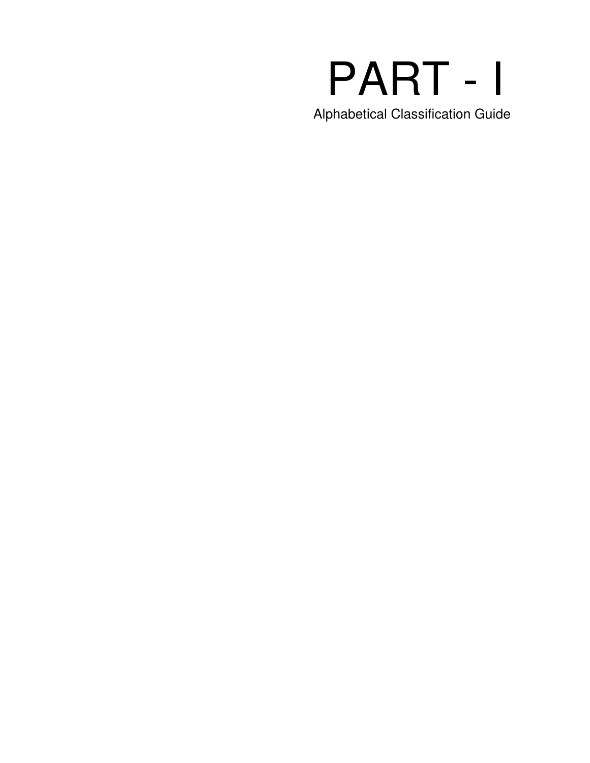# PART - I

Alphabetical Classification Guide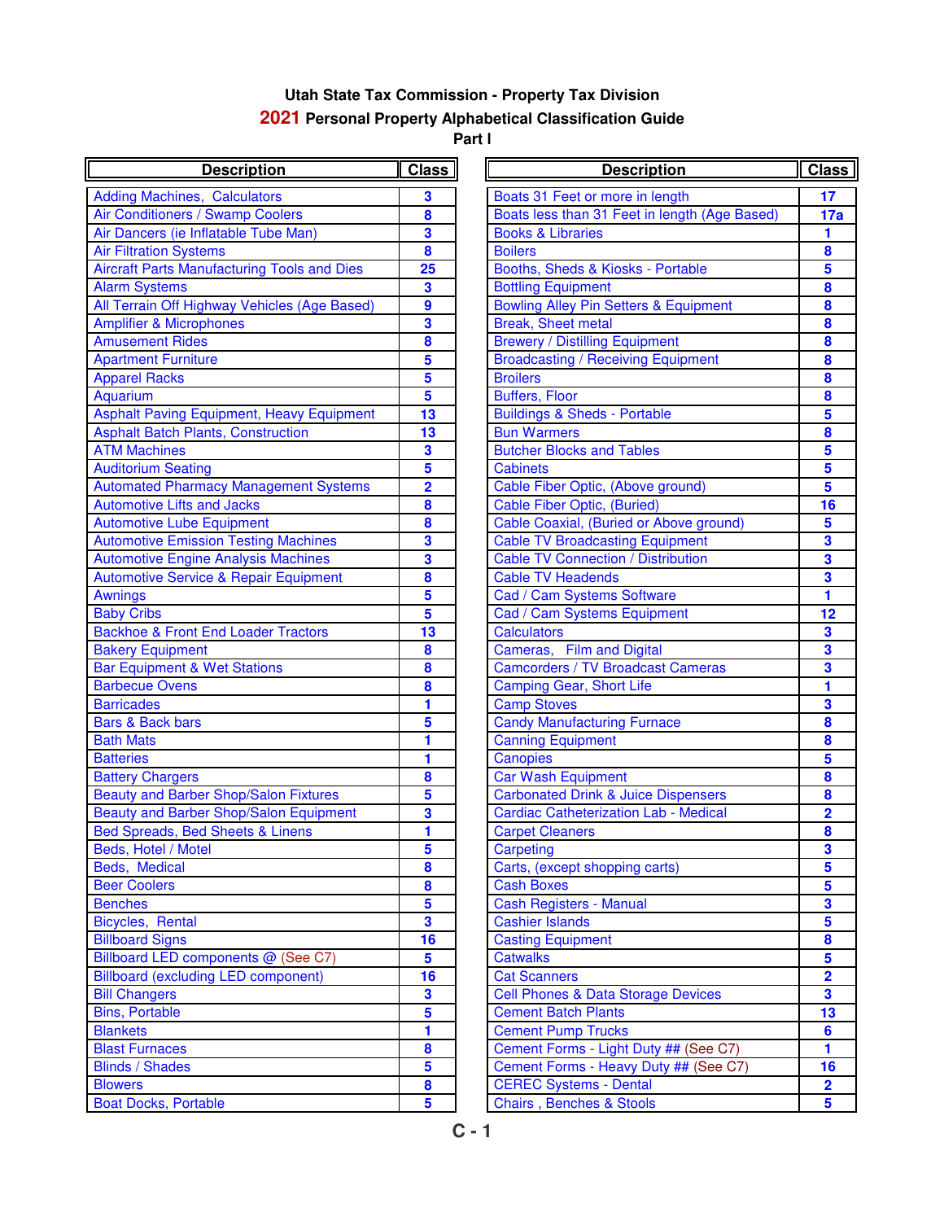# Utah State Tax Commission - Property Tax Division

## 2021 Personal Property Alphabetical Classification Guide

### Part I

| Description | Class |
|---|---|
| Adding Machines, Calculators | 3 |
| Air Conditioners / Swamp Coolers | 8 |
| Air Dancers (ie Inflatable Tube Man) | 3 |
| Air Filtration Systems | 8 |
| Aircraft Parts Manufacturing Tools and Dies | 25 |
| Alarm Systems | 3 |
| All Terrain Off Highway Vehicles (Age Based) | 9 |
| Amplifier & Microphones | 3 |
| Amusement Rides | 8 |
| Apartment Furniture | 5 |
| Apparel Racks | 5 |
| Aquarium | 5 |
| Asphalt Paving Equipment, Heavy Equipment | 13 |
| Asphalt Batch Plants, Construction | 13 |
| ATM Machines | 3 |
| Auditorium Seating | 5 |
| Automated Pharmacy Management Systems | 2 |
| Automotive Lifts and Jacks | 8 |
| Automotive Lube Equipment | 8 |
| Automotive Emission Testing Machines | 3 |
| Automotive Engine Analysis Machines | 3 |
| Automotive Service & Repair Equipment | 8 |
| Awnings | 5 |
| Baby Cribs | 5 |
| Backhoe & Front End Loader Tractors | 13 |
| Bakery Equipment | 8 |
| Bar Equipment & Wet Stations | 8 |
| Barbecue Ovens | 8 |
| Barricades | 1 |
| Bars & Back bars | 5 |
| Bath Mats | 1 |
| Batteries | 1 |
| Battery Chargers | 8 |
| Beauty and Barber Shop/Salon Fixtures | 5 |
| Beauty and Barber Shop/Salon Equipment | 3 |
| Bed Spreads, Bed Sheets & Linens | 1 |
| Beds, Hotel / Motel | 5 |
| Beds, Medical | 8 |
| Beer Coolers | 8 |
| Benches | 5 |
| Bicycles, Rental | 3 |
| Billboard Signs | 16 |
| Billboard LED components @ (See C7) | 5 |
| Billboard (excluding LED component) | 16 |
| Bill Changers | 3 |
| Bins, Portable | 5 |
| Blankets | 1 |
| Blast Furnaces | 8 |
| Blinds / Shades | 5 |
| Blowers | 8 |
| Boat Docks, Portable | 5 |
| Boats 31 Feet or more in length | 17 |
| Boats less than 31 Feet in length (Age Based) | 17a |
| Books & Libraries | 1 |
| Boilers | 8 |
| Booths, Sheds & Kiosks - Portable | 5 |
| Bottling Equipment | 8 |
| Bowling Alley Pin Setters & Equipment | 8 |
| Break, Sheet metal | 8 |
| Brewery / Distilling Equipment | 8 |
| Broadcasting / Receiving Equipment | 8 |
| Broilers | 8 |
| Buffers, Floor | 8 |
| Buildings & Sheds - Portable | 5 |
| Bun Warmers | 8 |
| Butcher Blocks and Tables | 5 |
| Cabinets | 5 |
| Cable Fiber Optic, (Above ground) | 5 |
| Cable Fiber Optic, (Buried) | 16 |
| Cable Coaxial, (Buried or Above ground) | 5 |
| Cable TV Broadcasting Equipment | 3 |
| Cable TV Connection / Distribution | 3 |
| Cable TV Headends | 3 |
| Cad / Cam Systems Software | 1 |
| Cad / Cam Systems Equipment | 12 |
| Calculators | 3 |
| Cameras, Film and Digital | 3 |
| Camcorders / TV Broadcast Cameras | 3 |
| Camping Gear, Short Life | 1 |
| Camp Stoves | 3 |
| Candy Manufacturing Furnace | 8 |
| Canning Equipment | 8 |
| Canopies | 5 |
| Car Wash Equipment | 8 |
| Carbonated Drink & Juice Dispensers | 8 |
| Cardiac Catheterization Lab - Medical | 2 |
| Carpet Cleaners | 8 |
| Carpeting | 3 |
| Carts, (except shopping carts) | 5 |
| Cash Boxes | 5 |
| Cash Registers - Manual | 3 |
| Cashier Islands | 5 |
| Casting Equipment | 8 |
| Catwalks | 5 |
| Cat Scanners | 2 |
| Cell Phones & Data Storage Devices | 3 |
| Cement Batch Plants | 13 |
| Cement Pump Trucks | 6 |
| Cement Forms - Light Duty ## (See C7) | 1 |
| Cement Forms - Heavy Duty ## (See C7) | 16 |
| CEREC Systems - Dental | 2 |
| Chairs , Benches & Stools | 5 |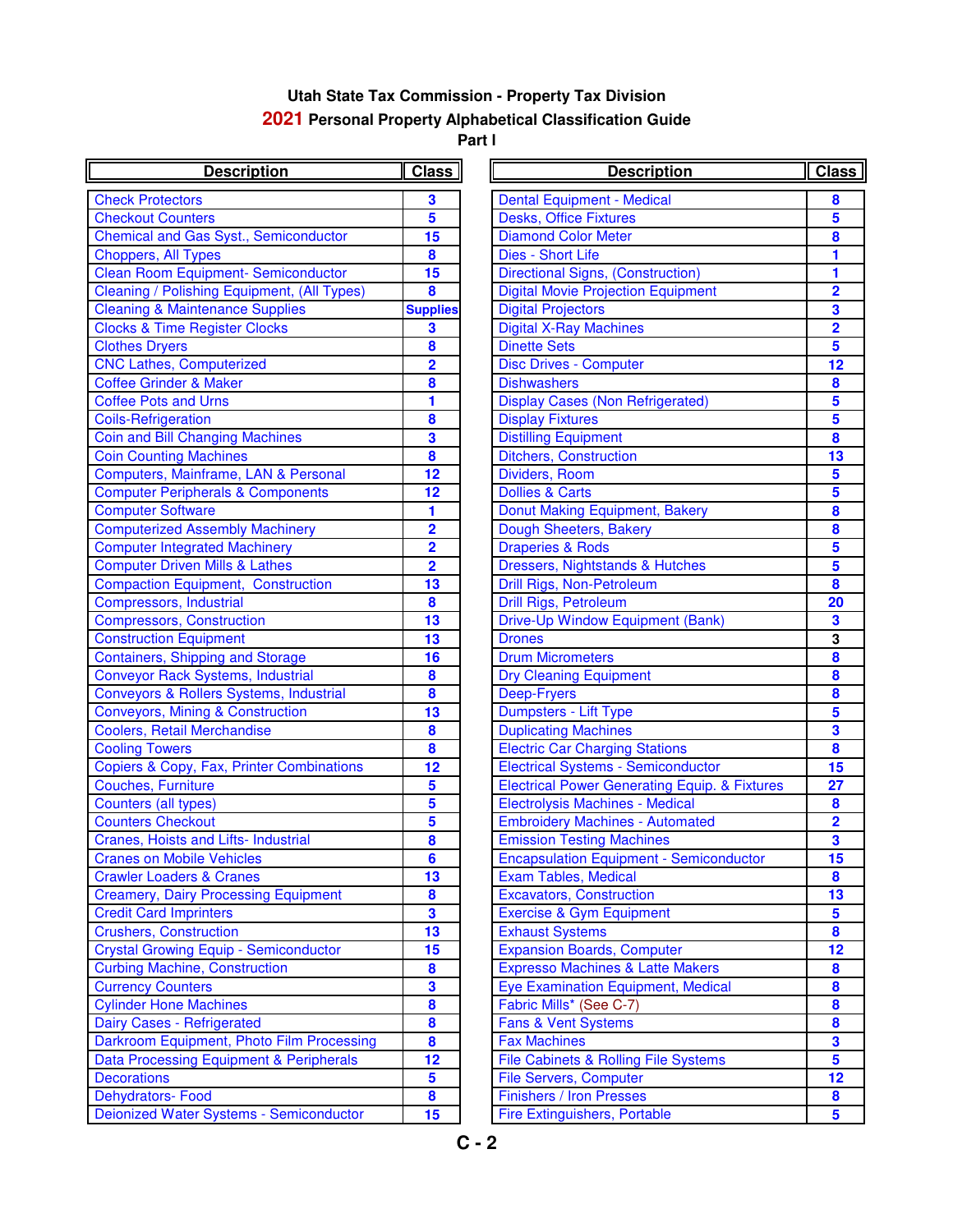# Utah State Tax Commission - Property Tax Division

## 2021 Personal Property Alphabetical Classification Guide

### Part I

| Description | Class |
|---|---|
| Check Protectors | 3 |
| Checkout Counters | 5 |
| Chemical and Gas Syst., Semiconductor | 15 |
| Choppers, All Types | 8 |
| Clean Room Equipment- Semiconductor | 15 |
| Cleaning / Polishing Equipment, (All Types) | 8 |
| Cleaning & Maintenance Supplies | Supplies |
| Clocks & Time Register Clocks | 3 |
| Clothes Dryers | 8 |
| CNC Lathes, Computerized | 2 |
| Coffee Grinder & Maker | 8 |
| Coffee Pots and Urns | 1 |
| Coils-Refrigeration | 8 |
| Coin and Bill Changing Machines | 3 |
| Coin Counting Machines | 8 |
| Computers, Mainframe, LAN & Personal | 12 |
| Computer Peripherals & Components | 12 |
| Computer Software | 1 |
| Computerized Assembly Machinery | 2 |
| Computer Integrated Machinery | 2 |
| Computer Driven Mills & Lathes | 2 |
| Compaction Equipment, Construction | 13 |
| Compressors, Industrial | 8 |
| Compressors, Construction | 13 |
| Construction Equipment | 13 |
| Containers, Shipping and Storage | 16 |
| Conveyor Rack Systems, Industrial | 8 |
| Conveyors & Rollers Systems, Industrial | 8 |
| Conveyors, Mining & Construction | 13 |
| Coolers, Retail Merchandise | 8 |
| Cooling Towers | 8 |
| Copiers & Copy, Fax, Printer Combinations | 12 |
| Couches, Furniture | 5 |
| Counters (all types) | 5 |
| Counters Checkout | 5 |
| Cranes, Hoists and Lifts- Industrial | 8 |
| Cranes on Mobile Vehicles | 6 |
| Crawler Loaders & Cranes | 13 |
| Creamery, Dairy Processing Equipment | 8 |
| Credit Card Imprinters | 3 |
| Crushers, Construction | 13 |
| Crystal Growing Equip - Semiconductor | 15 |
| Curbing Machine, Construction | 8 |
| Currency Counters | 3 |
| Cylinder Hone Machines | 8 |
| Dairy Cases - Refrigerated | 8 |
| Darkroom Equipment, Photo Film Processing | 8 |
| Data Processing Equipment & Peripherals | 12 |
| Decorations | 5 |
| Dehydrators- Food | 8 |
| Deionized Water Systems - Semiconductor | 15 |
| Dental Equipment - Medical | 8 |
| Desks, Office Fixtures | 5 |
| Diamond Color Meter | 8 |
| Dies - Short Life | 1 |
| Directional Signs, (Construction) | 1 |
| Digital Movie Projection Equipment | 2 |
| Digital Projectors | 3 |
| Digital X-Ray Machines | 2 |
| Dinette Sets | 5 |
| Disc Drives - Computer | 12 |
| Dishwashers | 8 |
| Display Cases (Non Refrigerated) | 5 |
| Display Fixtures | 5 |
| Distilling Equipment | 8 |
| Ditchers, Construction | 13 |
| Dividers, Room | 5 |
| Dollies & Carts | 5 |
| Donut Making Equipment, Bakery | 8 |
| Dough Sheeters, Bakery | 8 |
| Draperies & Rods | 5 |
| Dressers, Nightstands & Hutches | 5 |
| Drill Rigs, Non-Petroleum | 8 |
| Drill Rigs, Petroleum | 20 |
| Drive-Up Window Equipment (Bank) | 3 |
| Drones | 3 |
| Drum Micrometers | 8 |
| Dry Cleaning Equipment | 8 |
| Deep-Fryers | 8 |
| Dumpsters - Lift Type | 5 |
| Duplicating Machines | 3 |
| Electric Car Charging Stations | 8 |
| Electrical Systems - Semiconductor | 15 |
| Electrical Power Generating Equip. & Fixtures | 27 |
| Electrolysis Machines - Medical | 8 |
| Embroidery Machines - Automated | 2 |
| Emission Testing Machines | 3 |
| Encapsulation Equipment - Semiconductor | 15 |
| Exam Tables, Medical | 8 |
| Excavators, Construction | 13 |
| Exercise & Gym Equipment | 5 |
| Exhaust Systems | 8 |
| Expansion Boards, Computer | 12 |
| Expresso Machines & Latte Makers | 8 |
| Eye Examination Equipment, Medical | 8 |
| Fabric Mills* (See C-7) | 8 |
| Fans & Vent Systems | 8 |
| Fax Machines | 3 |
| File Cabinets & Rolling File Systems | 5 |
| File Servers, Computer | 12 |
| Finishers / Iron Presses | 8 |
| Fire Extinguishers, Portable | 5 |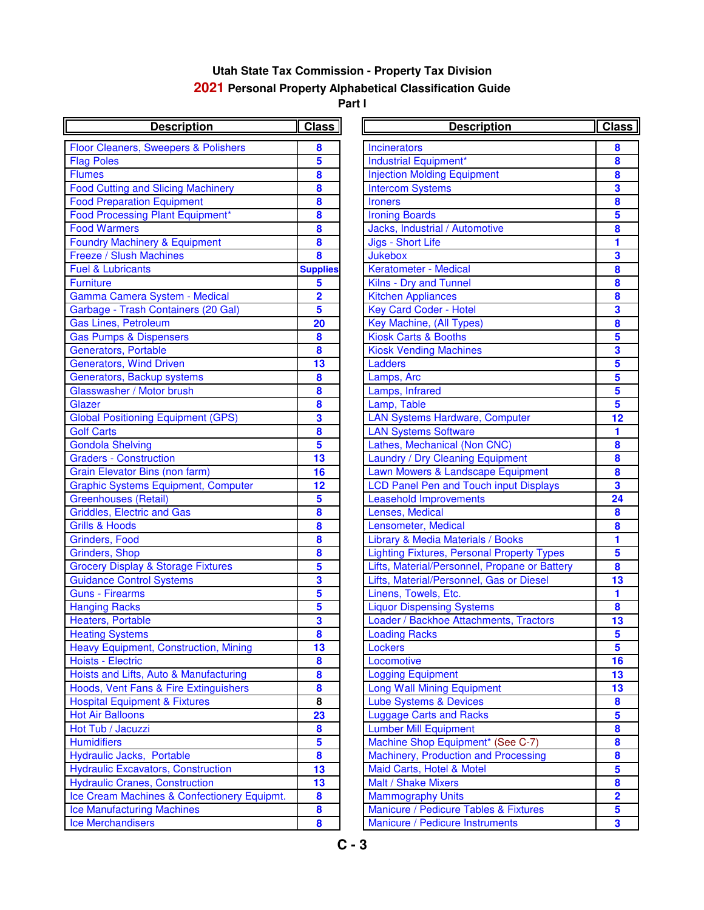# Utah State Tax Commission - Property Tax Division

## 2021 Personal Property Alphabetical Classification Guide

### Part I

| Description | Class |
|---|---|
| Floor Cleaners, Sweepers & Polishers | 8 |
| Flag Poles | 5 |
| Flumes | 8 |
| Food Cutting and Slicing Machinery | 8 |
| Food Preparation Equipment | 8 |
| Food Processing Plant Equipment* | 8 |
| Food Warmers | 8 |
| Foundry Machinery & Equipment | 8 |
| Freeze / Slush Machines | 8 |
| Fuel & Lubricants | Supplies |
| Furniture | 5 |
| Gamma Camera System - Medical | 2 |
| Garbage - Trash Containers (20 Gal) | 5 |
| Gas Lines, Petroleum | 20 |
| Gas Pumps & Dispensers | 8 |
| Generators, Portable | 8 |
| Generators, Wind Driven | 13 |
| Generators, Backup systems | 8 |
| Glasswasher / Motor brush | 8 |
| Glazer | 8 |
| Global Positioning Equipment (GPS) | 3 |
| Golf Carts | 8 |
| Gondola Shelving | 5 |
| Graders - Construction | 13 |
| Grain Elevator Bins (non farm) | 16 |
| Graphic Systems Equipment, Computer | 12 |
| Greenhouses (Retail) | 5 |
| Griddles, Electric and Gas | 8 |
| Grills & Hoods | 8 |
| Grinders, Food | 8 |
| Grinders, Shop | 8 |
| Grocery Display & Storage Fixtures | 5 |
| Guidance Control Systems | 3 |
| Guns - Firearms | 5 |
| Hanging Racks | 5 |
| Heaters, Portable | 3 |
| Heating Systems | 8 |
| Heavy Equipment, Construction, Mining | 13 |
| Hoists - Electric | 8 |
| Hoists and Lifts, Auto & Manufacturing | 8 |
| Hoods, Vent Fans & Fire Extinguishers | 8 |
| Hospital Equipment & Fixtures | 8 |
| Hot Air Balloons | 23 |
| Hot Tub / Jacuzzi | 8 |
| Humidifiers | 5 |
| Hydraulic Jacks, Portable | 8 |
| Hydraulic Excavators, Construction | 13 |
| Hydraulic Cranes, Construction | 13 |
| Ice Cream Machines & Confectionery Equipmt. | 8 |
| Ice Manufacturing Machines | 8 |
| Ice Merchandisers | 8 |
| Incinerators | 8 |
| Industrial Equipment* | 8 |
| Injection Molding Equipment | 8 |
| Intercom Systems | 3 |
| Ironers | 8 |
| Ironing Boards | 5 |
| Jacks, Industrial / Automotive | 8 |
| Jigs - Short Life | 1 |
| Jukebox | 3 |
| Keratometer - Medical | 8 |
| Kilns - Dry and Tunnel | 8 |
| Kitchen Appliances | 8 |
| Key Card Coder - Hotel | 3 |
| Key Machine, (All Types) | 8 |
| Kiosk Carts & Booths | 5 |
| Kiosk Vending Machines | 3 |
| Ladders | 5 |
| Lamps, Arc | 5 |
| Lamps, Infrared | 5 |
| Lamp, Table | 5 |
| LAN Systems Hardware, Computer | 12 |
| LAN Systems Software | 1 |
| Lathes, Mechanical (Non CNC) | 8 |
| Laundry / Dry Cleaning Equipment | 8 |
| Lawn Mowers & Landscape Equipment | 8 |
| LCD Panel Pen and Touch input Displays | 3 |
| Leasehold Improvements | 24 |
| Lenses, Medical | 8 |
| Lensometer, Medical | 8 |
| Library & Media Materials / Books | 1 |
| Lighting Fixtures, Personal Property Types | 5 |
| Lifts, Material/Personnel, Propane or Battery | 8 |
| Lifts, Material/Personnel, Gas or Diesel | 13 |
| Linens, Towels, Etc. | 1 |
| Liquor Dispensing Systems | 8 |
| Loader / Backhoe Attachments, Tractors | 13 |
| Loading Racks | 5 |
| Lockers | 5 |
| Locomotive | 16 |
| Logging Equipment | 13 |
| Long Wall Mining Equipment | 13 |
| Lube Systems & Devices | 8 |
| Luggage Carts and Racks | 5 |
| Lumber Mill Equipment | 8 |
| Machine Shop Equipment* (See C-7) | 8 |
| Machinery, Production and Processing | 8 |
| Maid Carts, Hotel & Motel | 5 |
| Malt / Shake Mixers | 8 |
| Mammography Units | 2 |
| Manicure / Pedicure Tables & Fixtures | 5 |
| Manicure / Pedicure Instruments | 3 |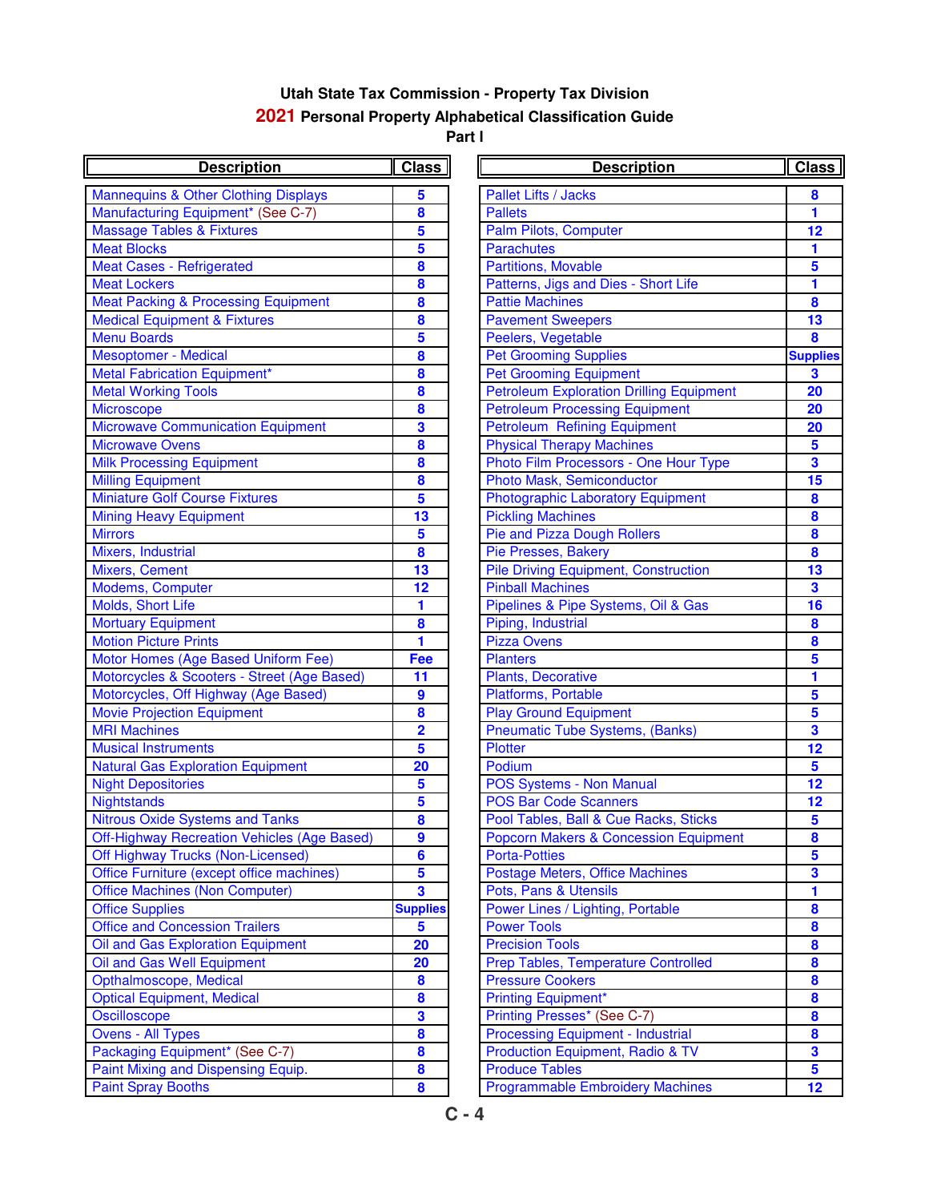# Utah State Tax Commission - Property Tax Division

## 2021 Personal Property Alphabetical Classification Guide

### Part I

| Description | Class |
|---|---|
| Mannequins & Other Clothing Displays | 5 |
| Manufacturing Equipment* (See C-7) | 8 |
| Massage Tables & Fixtures | 5 |
| Meat Blocks | 5 |
| Meat Cases - Refrigerated | 8 |
| Meat Lockers | 8 |
| Meat Packing & Processing Equipment | 8 |
| Medical Equipment & Fixtures | 8 |
| Menu Boards | 5 |
| Mesoptomer - Medical | 8 |
| Metal Fabrication Equipment* | 8 |
| Metal Working Tools | 8 |
| Microscope | 8 |
| Microwave Communication Equipment | 3 |
| Microwave Ovens | 8 |
| Milk Processing Equipment | 8 |
| Milling Equipment | 8 |
| Miniature Golf Course Fixtures | 5 |
| Mining Heavy Equipment | 13 |
| Mirrors | 5 |
| Mixers, Industrial | 8 |
| Mixers, Cement | 13 |
| Modems, Computer | 12 |
| Molds, Short Life | 1 |
| Mortuary Equipment | 8 |
| Motion Picture Prints | 1 |
| Motor Homes (Age Based Uniform Fee) | Fee |
| Motorcycles & Scooters - Street (Age Based) | 11 |
| Motorcycles, Off Highway (Age Based) | 9 |
| Movie Projection Equipment | 8 |
| MRI Machines | 2 |
| Musical Instruments | 5 |
| Natural Gas Exploration Equipment | 20 |
| Night Depositories | 5 |
| Nightstands | 5 |
| Nitrous Oxide Systems and Tanks | 8 |
| Off-Highway Recreation Vehicles (Age Based) | 9 |
| Off Highway Trucks (Non-Licensed) | 6 |
| Office Furniture (except office machines) | 5 |
| Office Machines (Non Computer) | 3 |
| Office Supplies | Supplies |
| Office and Concession Trailers | 5 |
| Oil and Gas Exploration Equipment | 20 |
| Oil and Gas Well Equipment | 20 |
| Opthalmoscope, Medical | 8 |
| Optical Equipment, Medical | 8 |
| Oscilloscope | 3 |
| Ovens - All Types | 8 |
| Packaging Equipment* (See C-7) | 8 |
| Paint Mixing and Dispensing Equip. | 8 |
| Paint Spray Booths | 8 |
| Pallet Lifts / Jacks | 8 |
| Pallets | 1 |
| Palm Pilots, Computer | 12 |
| Parachutes | 1 |
| Partitions, Movable | 5 |
| Patterns, Jigs and Dies - Short Life | 1 |
| Pattie Machines | 8 |
| Pavement Sweepers | 13 |
| Peelers, Vegetable | 8 |
| Pet Grooming Supplies | Supplies |
| Pet Grooming Equipment | 3 |
| Petroleum Exploration Drilling Equipment | 20 |
| Petroleum Processing Equipment | 20 |
| Petroleum Refining Equipment | 20 |
| Physical Therapy Machines | 5 |
| Photo Film Processors - One Hour Type | 3 |
| Photo Mask, Semiconductor | 15 |
| Photographic Laboratory Equipment | 8 |
| Pickling Machines | 8 |
| Pie and Pizza Dough Rollers | 8 |
| Pie Presses, Bakery | 8 |
| Pile Driving Equipment, Construction | 13 |
| Pinball Machines | 3 |
| Pipelines & Pipe Systems, Oil & Gas | 16 |
| Piping, Industrial | 8 |
| Pizza Ovens | 8 |
| Planters | 5 |
| Plants, Decorative | 1 |
| Platforms, Portable | 5 |
| Play Ground Equipment | 5 |
| Pneumatic Tube Systems, (Banks) | 3 |
| Plotter | 12 |
| Podium | 5 |
| POS Systems - Non Manual | 12 |
| POS Bar Code Scanners | 12 |
| Pool Tables, Ball & Cue Racks, Sticks | 5 |
| Popcorn Makers & Concession Equipment | 8 |
| Porta-Potties | 5 |
| Postage Meters, Office Machines | 3 |
| Pots, Pans & Utensils | 1 |
| Power Lines / Lighting, Portable | 8 |
| Power Tools | 8 |
| Precision Tools | 8 |
| Prep Tables, Temperature Controlled | 8 |
| Pressure Cookers | 8 |
| Printing Equipment* | 8 |
| Printing Presses* (See C-7) | 8 |
| Processing Equipment - Industrial | 8 |
| Production Equipment, Radio & TV | 3 |
| Produce Tables | 5 |
| Programmable Embroidery Machines | 12 |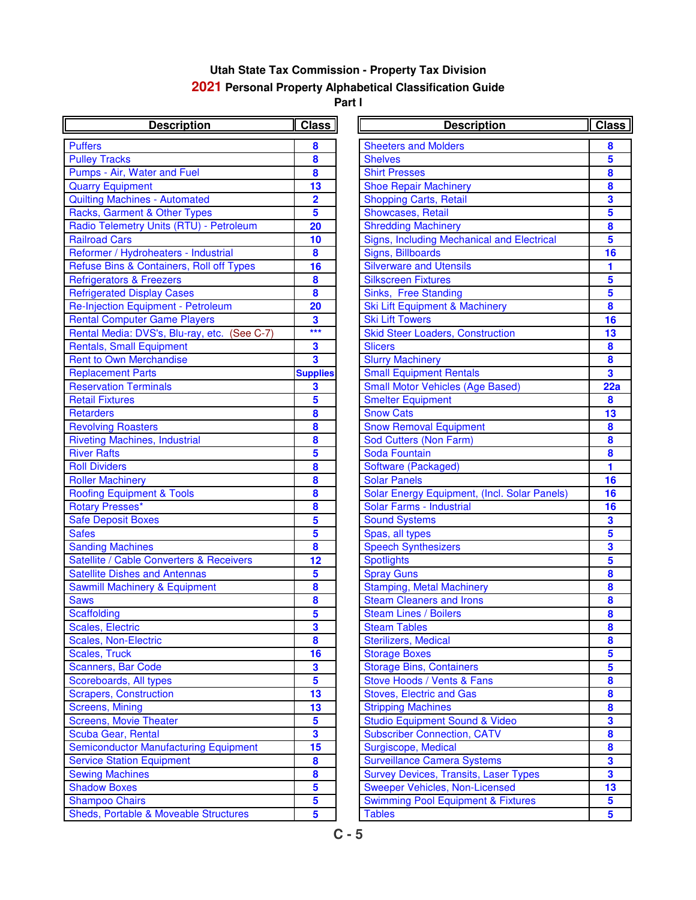# Utah State Tax Commission - Property Tax Division

## 2021 Personal Property Alphabetical Classification Guide

### Part I

| Description | Class |
|---|---|
| Puffers | 8 |
| Pulley Tracks | 8 |
| Pumps - Air, Water and Fuel | 8 |
| Quarry Equipment | 13 |
| Quilting Machines - Automated | 2 |
| Racks, Garment & Other Types | 5 |
| Radio Telemetry Units (RTU) - Petroleum | 20 |
| Railroad Cars | 10 |
| Reformer / Hydroheaters - Industrial | 8 |
| Refuse Bins & Containers, Roll off Types | 16 |
| Refrigerators & Freezers | 8 |
| Refrigerated Display Cases | 8 |
| Re-Injection Equipment - Petroleum | 20 |
| Rental Computer Game Players | 3 |
| Rental Media: DVS's, Blu-ray, etc. (See C-7) | *** |
| Rentals, Small Equipment | 3 |
| Rent to Own Merchandise | 3 |
| Replacement Parts | Supplies |
| Reservation Terminals | 3 |
| Retail Fixtures | 5 |
| Retarders | 8 |
| Revolving Roasters | 8 |
| Riveting Machines, Industrial | 8 |
| River Rafts | 5 |
| Roll Dividers | 8 |
| Roller Machinery | 8 |
| Roofing Equipment & Tools | 8 |
| Rotary Presses* | 8 |
| Safe Deposit Boxes | 5 |
| Safes | 5 |
| Sanding Machines | 8 |
| Satellite / Cable Converters & Receivers | 12 |
| Satellite Dishes and Antennas | 5 |
| Sawmill Machinery & Equipment | 8 |
| Saws | 8 |
| Scaffolding | 5 |
| Scales, Electric | 3 |
| Scales, Non-Electric | 8 |
| Scales, Truck | 16 |
| Scanners, Bar Code | 3 |
| Scoreboards, All types | 5 |
| Scrapers, Construction | 13 |
| Screens, Mining | 13 |
| Screens, Movie Theater | 5 |
| Scuba Gear, Rental | 3 |
| Semiconductor Manufacturing Equipment | 15 |
| Service Station Equipment | 8 |
| Sewing Machines | 8 |
| Shadow Boxes | 5 |
| Shampoo Chairs | 5 |
| Sheds, Portable & Moveable Structures | 5 |
| Sheeters and Molders | 8 |
| Shelves | 5 |
| Shirt Presses | 8 |
| Shoe Repair Machinery | 8 |
| Shopping Carts, Retail | 3 |
| Showcases, Retail | 5 |
| Shredding Machinery | 8 |
| Signs, Including Mechanical and Electrical | 5 |
| Signs, Billboards | 16 |
| Silverware and Utensils | 1 |
| Silkscreen Fixtures | 5 |
| Sinks, Free Standing | 5 |
| Ski Lift Equipment & Machinery | 8 |
| Ski Lift Towers | 16 |
| Skid Steer Loaders, Construction | 13 |
| Slicers | 8 |
| Slurry Machinery | 8 |
| Small Equipment Rentals | 3 |
| Small Motor Vehicles (Age Based) | 22a |
| Smelter Equipment | 8 |
| Snow Cats | 13 |
| Snow Removal Equipment | 8 |
| Sod Cutters (Non Farm) | 8 |
| Soda Fountain | 8 |
| Software (Packaged) | 1 |
| Solar Panels | 16 |
| Solar Energy Equipment, (Incl. Solar Panels) | 16 |
| Solar Farms - Industrial | 16 |
| Sound Systems | 3 |
| Spas, all types | 5 |
| Speech Synthesizers | 3 |
| Spotlights | 5 |
| Spray Guns | 8 |
| Stamping, Metal Machinery | 8 |
| Steam Cleaners and Irons | 8 |
| Steam Lines / Boilers | 8 |
| Steam Tables | 8 |
| Sterilizers, Medical | 8 |
| Storage Boxes | 5 |
| Storage Bins, Containers | 5 |
| Stove Hoods / Vents & Fans | 8 |
| Stoves, Electric and Gas | 8 |
| Stripping Machines | 8 |
| Studio Equipment Sound & Video | 3 |
| Subscriber Connection, CATV | 8 |
| Surgiscope, Medical | 8 |
| Surveillance Camera Systems | 3 |
| Survey Devices, Transits, Laser Types | 3 |
| Sweeper Vehicles, Non-Licensed | 13 |
| Swimming Pool Equipment & Fixtures | 5 |
| Tables | 5 |

C - 5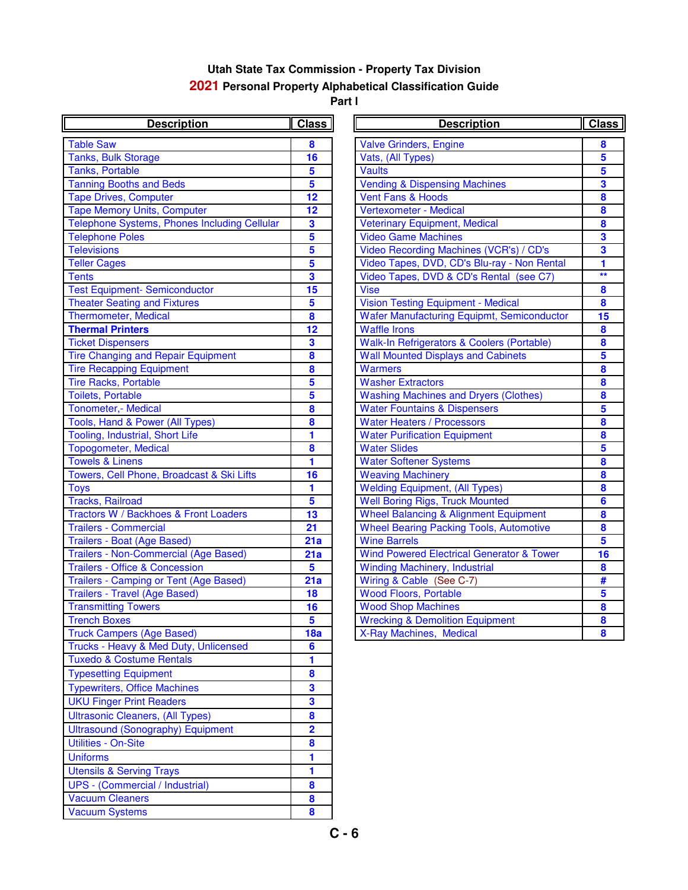# Utah State Tax Commission - Property Tax Division

## 2021 Personal Property Alphabetical Classification Guide

### Part I

| Description | Class |
|---|---|
| Table Saw | 8 |
| Tanks, Bulk Storage | 16 |
| Tanks, Portable | 5 |
| Tanning Booths and Beds | 5 |
| Tape Drives, Computer | 12 |
| Tape Memory Units, Computer | 12 |
| Telephone Systems, Phones Including Cellular | 3 |
| Telephone Poles | 5 |
| Televisions | 5 |
| Teller Cages | 5 |
| Tents | 3 |
| Test Equipment- Semiconductor | 15 |
| Theater Seating and Fixtures | 5 |
| Thermometer, Medical | 8 |
| **Thermal Printers** | 12 |
| Ticket Dispensers | 3 |
| Tire Changing and Repair Equipment | 8 |
| Tire Recapping Equipment | 8 |
| Tire Racks, Portable | 5 |
| Toilets, Portable | 5 |
| Tonometer,- Medical | 8 |
| Tools, Hand & Power (All Types) | 8 |
| Tooling, Industrial, Short Life | 1 |
| Topogometer, Medical | 8 |
| Towels & Linens | 1 |
| Towers, Cell Phone, Broadcast & Ski Lifts | 16 |
| Toys | 1 |
| Tracks, Railroad | 5 |
| Tractors W / Backhoes & Front Loaders | 13 |
| Trailers - Commercial | 21 |
| Trailers - Boat (Age Based) | 21a |
| Trailers - Non-Commercial (Age Based) | 21a |
| Trailers - Office & Concession | 5 |
| Trailers - Camping or Tent (Age Based) | 21a |
| Trailers - Travel (Age Based) | 18 |
| Transmitting Towers | 16 |
| Trench Boxes | 5 |
| Truck Campers (Age Based) | 18a |
| Trucks - Heavy & Med Duty, Unlicensed | 6 |
| Tuxedo & Costume Rentals | 1 |
| Typesetting Equipment | 8 |
| Typewriters, Office Machines | 3 |
| UKU Finger Print Readers | 3 |
| Ultrasonic Cleaners, (All Types) | 8 |
| Ultrasound (Sonography) Equipment | 2 |
| Utilities - On-Site | 8 |
| Uniforms | 1 |
| Utensils & Serving Trays | 1 |
| UPS - (Commercial / Industrial) | 8 |
| Vacuum Cleaners | 8 |
| Vacuum Systems | 8 |
| Valve Grinders, Engine | 8 |
| Vats, (All Types) | 5 |
| Vaults | 5 |
| Vending & Dispensing Machines | 3 |
| Vent Fans & Hoods | 8 |
| Vertexometer - Medical | 8 |
| Veterinary Equipment, Medical | 8 |
| Video Game Machines | 3 |
| Video Recording Machines (VCR's) / CD's | 3 |
| Video Tapes, DVD, CD's Blu-ray - Non Rental | 1 |
| Video Tapes, DVD & CD's Rental (see C7) | ** |
| Vise | 8 |
| Vision Testing Equipment - Medical | 8 |
| Wafer Manufacturing Equipmt, Semiconductor | 15 |
| Waffle Irons | 8 |
| Walk-In Refrigerators & Coolers (Portable) | 8 |
| Wall Mounted Displays and Cabinets | 5 |
| Warmers | 8 |
| Washer Extractors | 8 |
| Washing Machines and Dryers (Clothes) | 8 |
| Water Fountains & Dispensers | 5 |
| Water Heaters / Processors | 8 |
| Water Purification Equipment | 8 |
| Water Slides | 5 |
| Water Softener Systems | 8 |
| Weaving Machinery | 8 |
| Welding Equipment, (All Types) | 8 |
| Well Boring Rigs, Truck Mounted | 6 |
| Wheel Balancing & Alignment Equipment | 8 |
| Wheel Bearing Packing Tools, Automotive | 8 |
| Wine Barrels | 5 |
| Wind Powered Electrical Generator & Tower | 16 |
| Winding Machinery, Industrial | 8 |
| Wiring & Cable (See C-7) | # |
| Wood Floors, Portable | 5 |
| Wood Shop Machines | 8 |
| Wrecking & Demolition Equipment | 8 |
| X-Ray Machines, Medical | 8 |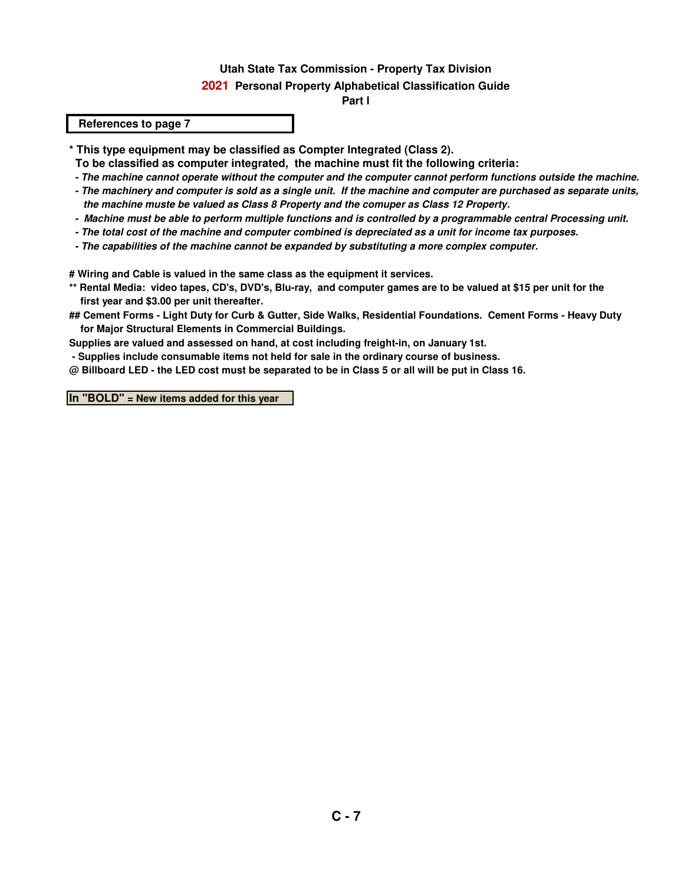**Utah State Tax Commission - Property Tax Division**

**2021 Personal Property Alphabetical Classification Guide**

**Part I**

**References to page 7**

**\* This type equipment may be classified as Compter Integrated (Class 2).**
**To be classified as computer integrated, the machine must fit the following criteria:**

- ***The machine cannot operate without the computer and the computer cannot perform functions outside the machine.***
- ***The machinery and computer is sold as a single unit. If the machine and computer are purchased as separate units, the machine muste be valued as Class 8 Property and the comuper as Class 12 Property.***
- ***Machine must be able to perform multiple functions and is controlled by a programmable central Processing unit.***
- ***The total cost of the machine and computer combined is depreciated as a unit for income tax purposes.***
- ***The capabilities of the machine cannot be expanded by substituting a more complex computer.***

**# Wiring and Cable is valued in the same class as the equipment it services.**

**\*\* Rental Media: video tapes, CD's, DVD's, Blu-ray, and computer games are to be valued at $15 per unit for the first year and $3.00 per unit thereafter.**

**## Cement Forms - Light Duty for Curb & Gutter, Side Walks, Residential Foundations. Cement Forms - Heavy Duty for Major Structural Elements in Commercial Buildings.**

**Supplies are valued and assessed on hand, at cost including freight-in, on January 1st.**

- **Supplies include consumable items not held for sale in the ordinary course of business.**

**@ Billboard LED - the LED cost must be separated to be in Class 5 or all will be put in Class 16.**

**In "BOLD" = New items added for this year**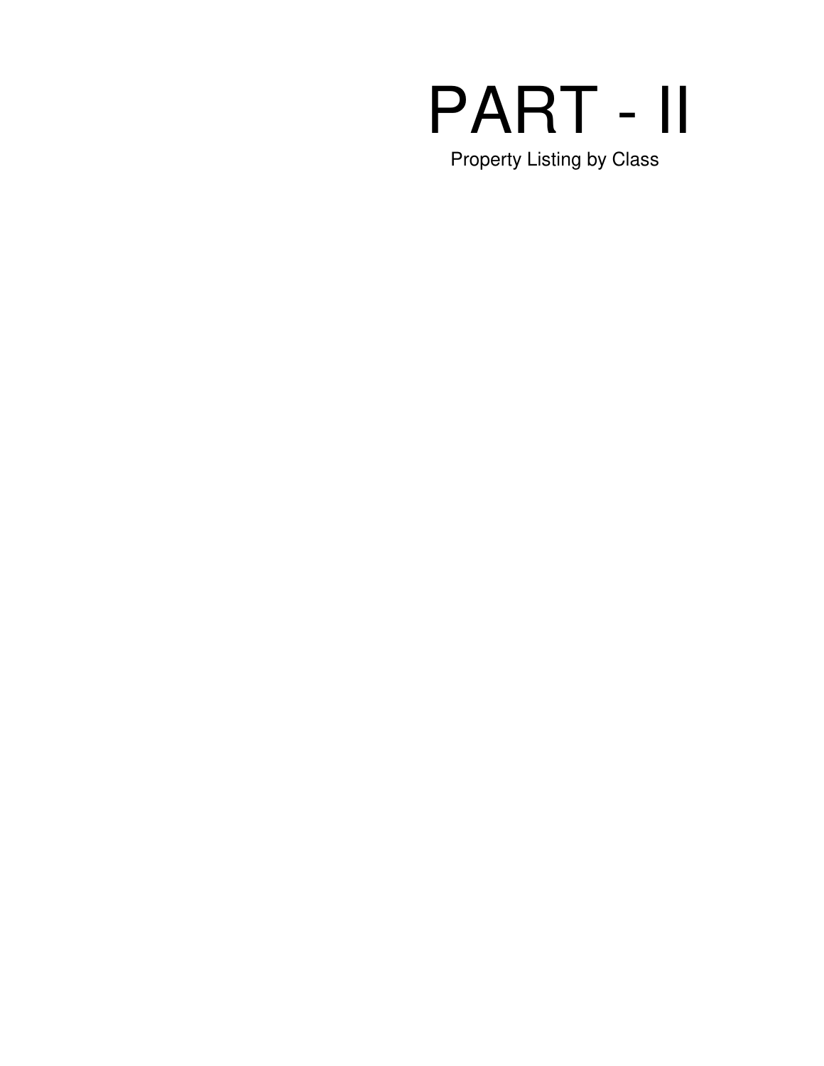# PART - II

Property Listing by Class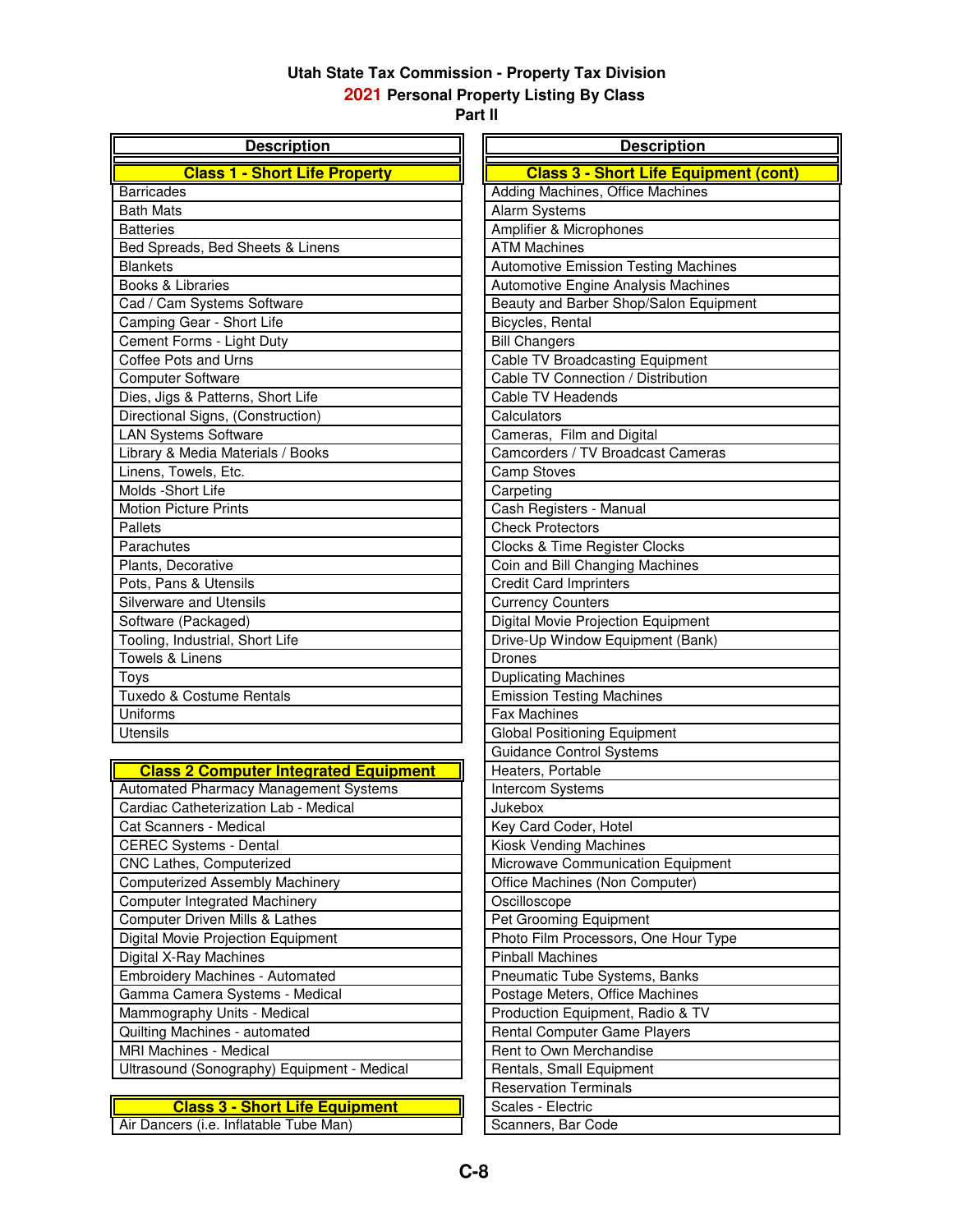# Utah State Tax Commission - Property Tax Division

## 2021 Personal Property Listing By Class

### Part II

| Description |
|---|
| **Class 1 - Short Life Property** |
| Barricades |
| Bath Mats |
| Batteries |
| Bed Spreads, Bed Sheets & Linens |
| Blankets |
| Books & Libraries |
| Cad / Cam Systems Software |
| Camping Gear - Short Life |
| Cement Forms - Light Duty |
| Coffee Pots and Urns |
| Computer Software |
| Dies, Jigs & Patterns, Short Life |
| Directional Signs, (Construction) |
| LAN Systems Software |
| Library & Media Materials / Books |
| Linens, Towels, Etc. |
| Molds -Short Life |
| Motion Picture Prints |
| Pallets |
| Parachutes |
| Plants, Decorative |
| Pots, Pans & Utensils |
| Silverware and Utensils |
| Software (Packaged) |
| Tooling, Industrial, Short Life |
| Towels & Linens |
| Toys |
| Tuxedo & Costume Rentals |
| Uniforms |
| Utensils |

| Description |
|---|
| **Class 2 Computer Integrated Equipment** |
| Automated Pharmacy Management Systems |
| Cardiac Catheterization Lab - Medical |
| Cat Scanners - Medical |
| CEREC Systems - Dental |
| CNC Lathes, Computerized |
| Computerized Assembly Machinery |
| Computer Integrated Machinery |
| Computer Driven Mills & Lathes |
| Digital Movie Projection Equipment |
| Digital X-Ray Machines |
| Embroidery Machines - Automated |
| Gamma Camera Systems - Medical |
| Mammography Units - Medical |
| Quilting Machines - automated |
| MRI Machines - Medical |
| Ultrasound (Sonography) Equipment - Medical |

| Description |
|---|
| **Class 3 - Short Life Equipment** |
| Air Dancers (i.e. Inflatable Tube Man) |

| Description |
|---|
| **Class 3 - Short Life Equipment (cont)** |
| Adding Machines, Office Machines |
| Alarm Systems |
| Amplifier & Microphones |
| ATM Machines |
| Automotive Emission Testing Machines |
| Automotive Engine Analysis Machines |
| Beauty and Barber Shop/Salon Equipment |
| Bicycles, Rental |
| Bill Changers |
| Cable TV Broadcasting Equipment |
| Cable TV Connection / Distribution |
| Cable TV Headends |
| Calculators |
| Cameras, Film and Digital |
| Camcorders / TV Broadcast Cameras |
| Camp Stoves |
| Carpeting |
| Cash Registers - Manual |
| Check Protectors |
| Clocks & Time Register Clocks |
| Coin and Bill Changing Machines |
| Credit Card Imprinters |
| Currency Counters |
| Digital Movie Projection Equipment |
| Drive-Up Window Equipment (Bank) |
| Drones |
| Duplicating Machines |
| Emission Testing Machines |
| Fax Machines |
| Global Positioning Equipment |
| Guidance Control Systems |
| Heaters, Portable |
| Intercom Systems |
| Jukebox |
| Key Card Coder, Hotel |
| Kiosk Vending Machines |
| Microwave Communication Equipment |
| Office Machines (Non Computer) |
| Oscilloscope |
| Pet Grooming Equipment |
| Photo Film Processors, One Hour Type |
| Pinball Machines |
| Pneumatic Tube Systems, Banks |
| Postage Meters, Office Machines |
| Production Equipment, Radio & TV |
| Rental Computer Game Players |
| Rent to Own Merchandise |
| Rentals, Small Equipment |
| Reservation Terminals |
| Scales - Electric |
| Scanners, Bar Code |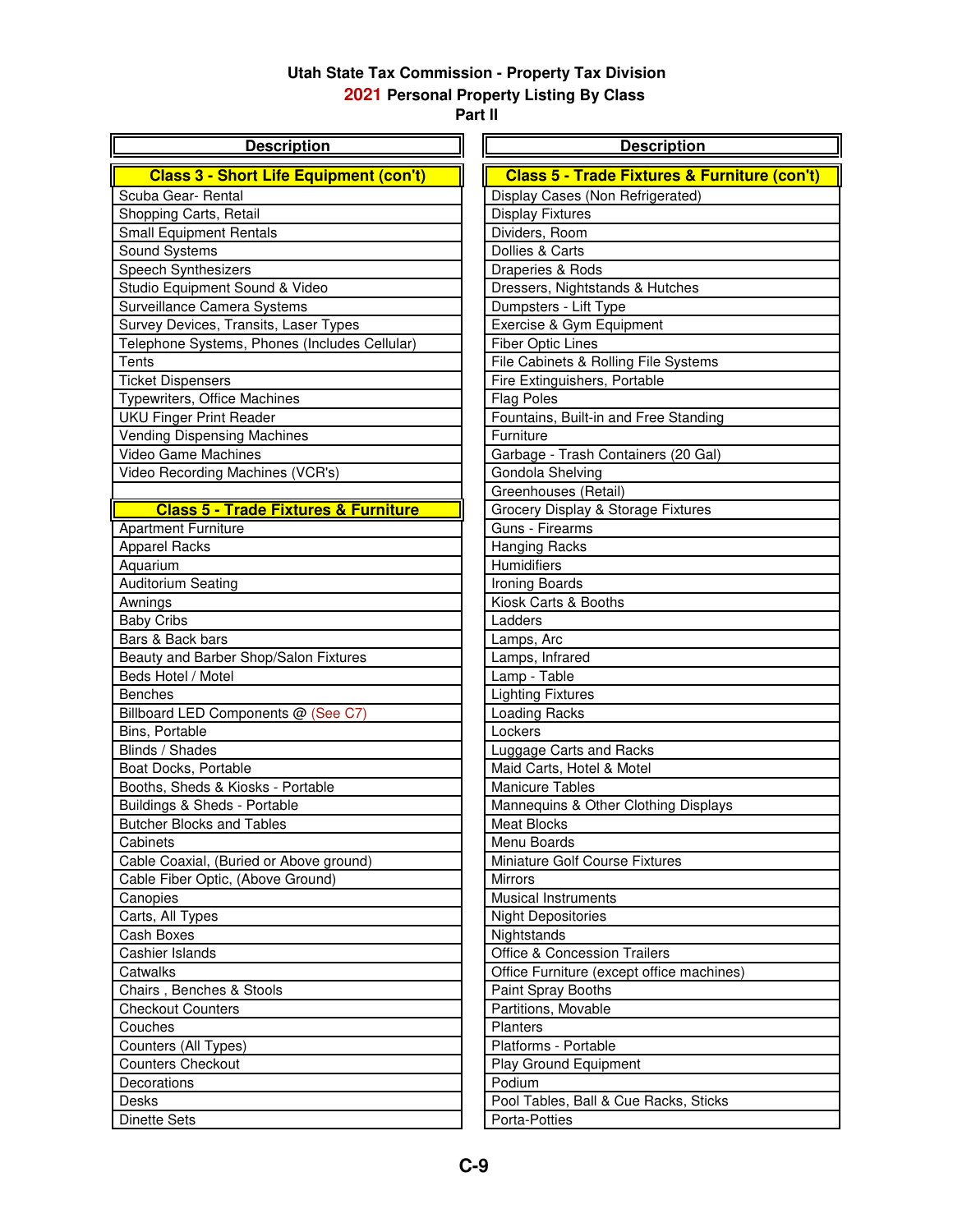# Utah State Tax Commission - Property Tax Division

## 2021 Personal Property Listing By Class

### Part II

| Description |
|---|
| **Class 3 - Short Life Equipment (con't)** |
| Scuba Gear- Rental |
| Shopping Carts, Retail |
| Small Equipment Rentals |
| Sound Systems |
| Speech Synthesizers |
| Studio Equipment Sound & Video |
| Surveillance Camera Systems |
| Survey Devices, Transits, Laser Types |
| Telephone Systems, Phones (Includes Cellular) |
| Tents |
| Ticket Dispensers |
| Typewriters, Office Machines |
| UKU Finger Print Reader |
| Vending Dispensing Machines |
| Video Game Machines |
| Video Recording Machines (VCR's) |
| |
| **Class 5 - Trade Fixtures & Furniture** |
| Apartment Furniture |
| Apparel Racks |
| Aquarium |
| Auditorium Seating |
| Awnings |
| Baby Cribs |
| Bars & Back bars |
| Beauty and Barber Shop/Salon Fixtures |
| Beds Hotel / Motel |
| Benches |
| Billboard LED Components @ (See C7) |
| Bins, Portable |
| Blinds / Shades |
| Boat Docks, Portable |
| Booths, Sheds & Kiosks - Portable |
| Buildings & Sheds - Portable |
| Butcher Blocks and Tables |
| Cabinets |
| Cable Coaxial, (Buried or Above ground) |
| Cable Fiber Optic, (Above Ground) |
| Canopies |
| Carts, All Types |
| Cash Boxes |
| Cashier Islands |
| Catwalks |
| Chairs , Benches & Stools |
| Checkout Counters |
| Couches |
| Counters (All Types) |
| Counters Checkout |
| Decorations |
| Desks |
| Dinette Sets |

| Description |
|---|
| **Class 5 - Trade Fixtures & Furniture (con't)** |
| Display Cases (Non Refrigerated) |
| Display Fixtures |
| Dividers, Room |
| Dollies & Carts |
| Draperies & Rods |
| Dressers, Nightstands & Hutches |
| Dumpsters - Lift Type |
| Exercise & Gym Equipment |
| Fiber Optic Lines |
| File Cabinets & Rolling File Systems |
| Fire Extinguishers, Portable |
| Flag Poles |
| Fountains, Built-in and Free Standing |
| Furniture |
| Garbage - Trash Containers (20 Gal) |
| Gondola Shelving |
| Greenhouses (Retail) |
| Grocery Display & Storage Fixtures |
| Guns - Firearms |
| Hanging Racks |
| Humidifiers |
| Ironing Boards |
| Kiosk Carts & Booths |
| Ladders |
| Lamps, Arc |
| Lamps, Infrared |
| Lamp - Table |
| Lighting Fixtures |
| Loading Racks |
| Lockers |
| Luggage Carts and Racks |
| Maid Carts, Hotel & Motel |
| Manicure Tables |
| Mannequins & Other Clothing Displays |
| Meat Blocks |
| Menu Boards |
| Miniature Golf Course Fixtures |
| Mirrors |
| Musical Instruments |
| Night Depositories |
| Nightstands |
| Office & Concession Trailers |
| Office Furniture (except office machines) |
| Paint Spray Booths |
| Partitions, Movable |
| Planters |
| Platforms - Portable |
| Play Ground Equipment |
| Podium |
| Pool Tables, Ball & Cue Racks, Sticks |
| Porta-Potties |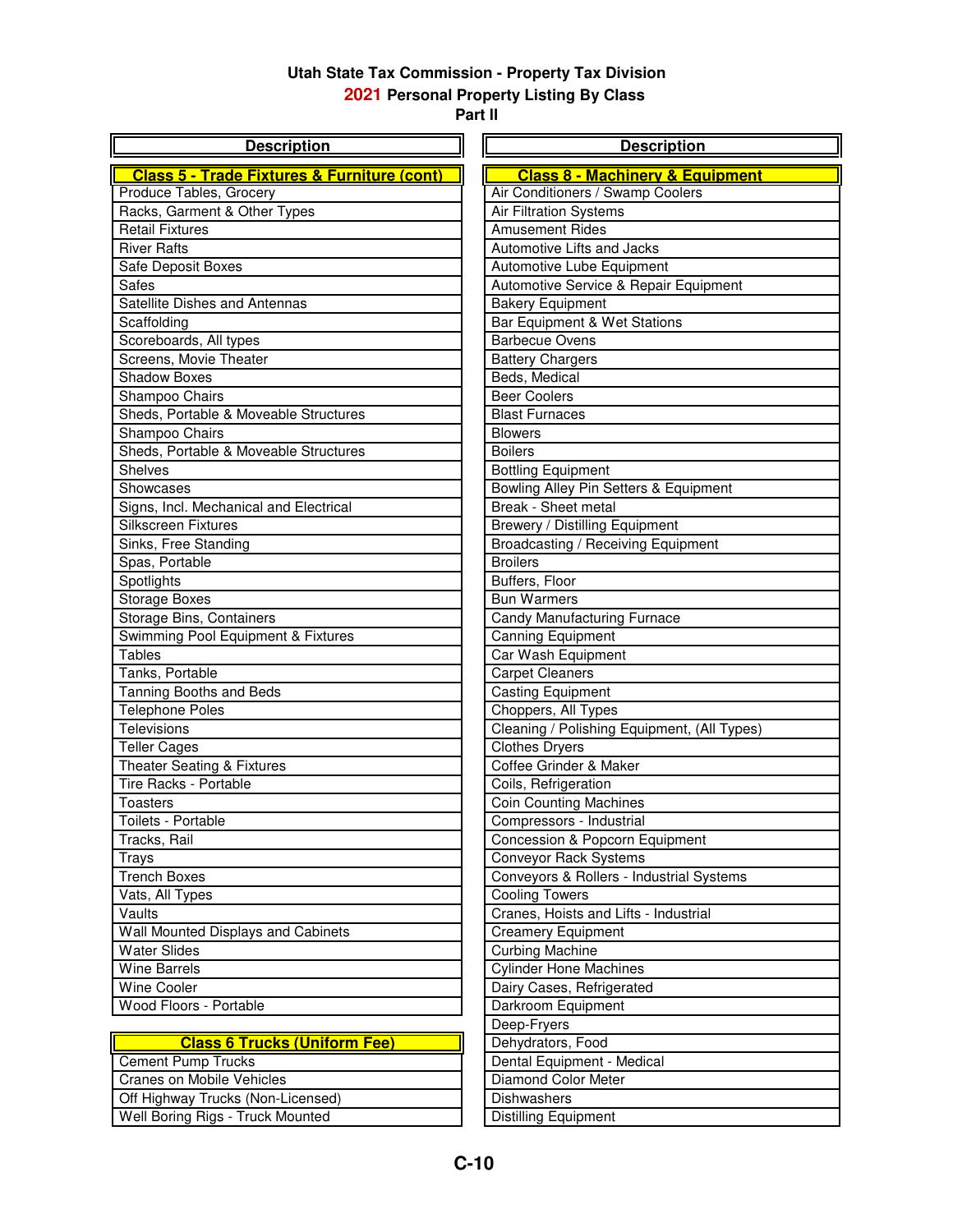# Utah State Tax Commission - Property Tax Division

## 2021 Personal Property Listing By Class

### Part II

| Description |
|---|
| **Class 5 - Trade Fixtures & Furniture (cont)** |
| Produce Tables, Grocery |
| Racks, Garment & Other Types |
| Retail Fixtures |
| River Rafts |
| Safe Deposit Boxes |
| Safes |
| Satellite Dishes and Antennas |
| Scaffolding |
| Scoreboards, All types |
| Screens, Movie Theater |
| Shadow Boxes |
| Shampoo Chairs |
| Sheds, Portable & Moveable Structures |
| Shampoo Chairs |
| Sheds, Portable & Moveable Structures |
| Shelves |
| Showcases |
| Signs, Incl. Mechanical and Electrical |
| Silkscreen Fixtures |
| Sinks, Free Standing |
| Spas, Portable |
| Spotlights |
| Storage Boxes |
| Storage Bins, Containers |
| Swimming Pool Equipment & Fixtures |
| Tables |
| Tanks, Portable |
| Tanning Booths and Beds |
| Telephone Poles |
| Televisions |
| Teller Cages |
| Theater Seating & Fixtures |
| Tire Racks - Portable |
| Toasters |
| Toilets - Portable |
| Tracks, Rail |
| Trays |
| Trench Boxes |
| Vats, All Types |
| Vaults |
| Wall Mounted Displays and Cabinets |
| Water Slides |
| Wine Barrels |
| Wine Cooler |
| Wood Floors - Portable |

| Description |
|---|
| **Class 6 Trucks (Uniform Fee)** |
| Cement Pump Trucks |
| Cranes on Mobile Vehicles |
| Off Highway Trucks (Non-Licensed) |
| Well Boring Rigs - Truck Mounted |

| Description |
|---|
| **Class 8 - Machinery & Equipment** |
| Air Conditioners / Swamp Coolers |
| Air Filtration Systems |
| Amusement Rides |
| Automotive Lifts and Jacks |
| Automotive Lube Equipment |
| Automotive Service & Repair Equipment |
| Bakery Equipment |
| Bar Equipment & Wet Stations |
| Barbecue Ovens |
| Battery Chargers |
| Beds, Medical |
| Beer Coolers |
| Blast Furnaces |
| Blowers |
| Boilers |
| Bottling Equipment |
| Bowling Alley Pin Setters & Equipment |
| Break - Sheet metal |
| Brewery / Distilling Equipment |
| Broadcasting / Receiving Equipment |
| Broilers |
| Buffers, Floor |
| Bun Warmers |
| Candy Manufacturing Furnace |
| Canning Equipment |
| Car Wash Equipment |
| Carpet Cleaners |
| Casting Equipment |
| Choppers, All Types |
| Cleaning / Polishing Equipment, (All Types) |
| Clothes Dryers |
| Coffee Grinder & Maker |
| Coils, Refrigeration |
| Coin Counting Machines |
| Compressors - Industrial |
| Concession & Popcorn Equipment |
| Conveyor Rack Systems |
| Conveyors & Rollers - Industrial Systems |
| Cooling Towers |
| Cranes, Hoists and Lifts - Industrial |
| Creamery Equipment |
| Curbing Machine |
| Cylinder Hone Machines |
| Dairy Cases, Refrigerated |
| Darkroom Equipment |
| Deep-Fryers |
| Dehydrators, Food |
| Dental Equipment - Medical |
| Diamond Color Meter |
| Dishwashers |
| Distilling Equipment |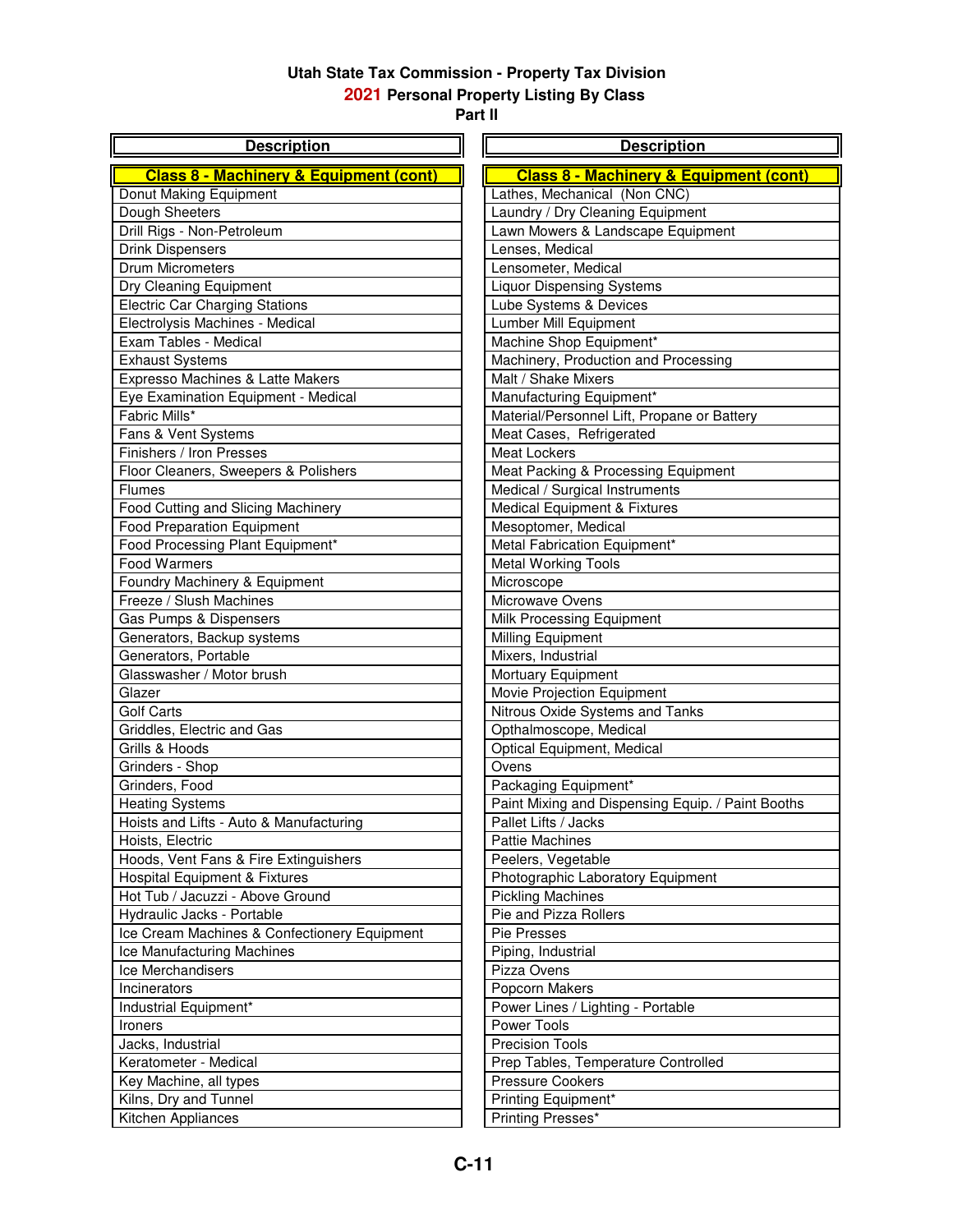# Utah State Tax Commission - Property Tax Division
## 2021 Personal Property Listing By Class
### Part II

| Description |
|---|
| **Class 8 - Machinery & Equipment (cont)** |
| Donut Making Equipment |
| Dough Sheeters |
| Drill Rigs - Non-Petroleum |
| Drink Dispensers |
| Drum Micrometers |
| Dry Cleaning Equipment |
| Electric Car Charging Stations |
| Electrolysis Machines - Medical |
| Exam Tables - Medical |
| Exhaust Systems |
| Expresso Machines & Latte Makers |
| Eye Examination Equipment - Medical |
| Fabric Mills* |
| Fans & Vent Systems |
| Finishers / Iron Presses |
| Floor Cleaners, Sweepers & Polishers |
| Flumes |
| Food Cutting and Slicing Machinery |
| Food Preparation Equipment |
| Food Processing Plant Equipment* |
| Food Warmers |
| Foundry Machinery & Equipment |
| Freeze / Slush Machines |
| Gas Pumps & Dispensers |
| Generators, Backup systems |
| Generators, Portable |
| Glasswasher / Motor brush |
| Glazer |
| Golf Carts |
| Griddles, Electric and Gas |
| Grills & Hoods |
| Grinders - Shop |
| Grinders, Food |
| Heating Systems |
| Hoists and Lifts - Auto & Manufacturing |
| Hoists, Electric |
| Hoods, Vent Fans & Fire Extinguishers |
| Hospital Equipment & Fixtures |
| Hot Tub / Jacuzzi - Above Ground |
| Hydraulic Jacks - Portable |
| Ice Cream Machines & Confectionery Equipment |
| Ice Manufacturing Machines |
| Ice Merchandisers |
| Incinerators |
| Industrial Equipment* |
| Ironers |
| Jacks, Industrial |
| Keratometer - Medical |
| Key Machine, all types |
| Kilns, Dry and Tunnel |
| Kitchen Appliances |

| Description |
|---|
| **Class 8 - Machinery & Equipment (cont)** |
| Lathes, Mechanical (Non CNC) |
| Laundry / Dry Cleaning Equipment |
| Lawn Mowers & Landscape Equipment |
| Lenses, Medical |
| Lensometer, Medical |
| Liquor Dispensing Systems |
| Lube Systems & Devices |
| Lumber Mill Equipment |
| Machine Shop Equipment* |
| Machinery, Production and Processing |
| Malt / Shake Mixers |
| Manufacturing Equipment* |
| Material/Personnel Lift, Propane or Battery |
| Meat Cases, Refrigerated |
| Meat Lockers |
| Meat Packing & Processing Equipment |
| Medical / Surgical Instruments |
| Medical Equipment & Fixtures |
| Mesoptomer, Medical |
| Metal Fabrication Equipment* |
| Metal Working Tools |
| Microscope |
| Microwave Ovens |
| Milk Processing Equipment |
| Milling Equipment |
| Mixers, Industrial |
| Mortuary Equipment |
| Movie Projection Equipment |
| Nitrous Oxide Systems and Tanks |
| Opthalmoscope, Medical |
| Optical Equipment, Medical |
| Ovens |
| Packaging Equipment* |
| Paint Mixing and Dispensing Equip. / Paint Booths |
| Pallet Lifts / Jacks |
| Pattie Machines |
| Peelers, Vegetable |
| Photographic Laboratory Equipment |
| Pickling Machines |
| Pie and Pizza Rollers |
| Pie Presses |
| Piping, Industrial |
| Pizza Ovens |
| Popcorn Makers |
| Power Lines / Lighting - Portable |
| Power Tools |
| Precision Tools |
| Prep Tables, Temperature Controlled |
| Pressure Cookers |
| Printing Equipment* |
| Printing Presses* |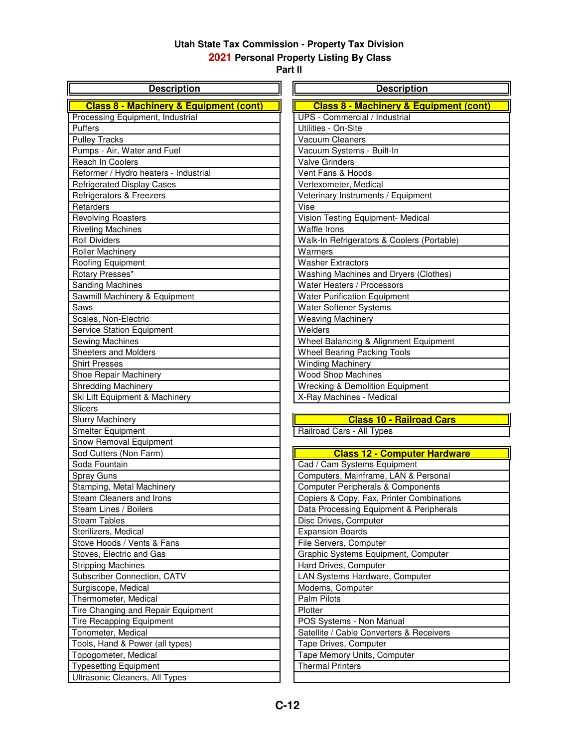# Utah State Tax Commission - Property Tax Division
## 2021 Personal Property Listing By Class
### Part II

| Description |
|---|
| **Class 8 - Machinery & Equipment (cont)** |
| Processing Equipment, Industrial |
| Puffers |
| Pulley Tracks |
| Pumps - Air, Water and Fuel |
| Reach In Coolers |
| Reformer / Hydro heaters - Industrial |
| Refrigerated Display Cases |
| Refrigerators & Freezers |
| Retarders |
| Revolving Roasters |
| Riveting Machines |
| Roll Dividers |
| Roller Machinery |
| Roofing Equipment |
| Rotary Presses* |
| Sanding Machines |
| Sawmill Machinery & Equipment |
| Saws |
| Scales, Non-Electric |
| Service Station Equipment |
| Sewing Machines |
| Sheeters and Molders |
| Shirt Presses |
| Shoe Repair Machinery |
| Shredding Machinery |
| Ski Lift Equipment & Machinery |
| Slicers |
| Slurry Machinery |
| Smelter Equipment |
| Snow Removal Equipment |
| Sod Cutters (Non Farm) |
| Soda Fountain |
| Spray Guns |
| Stamping, Metal Machinery |
| Steam Cleaners and Irons |
| Steam Lines / Boilers |
| Steam Tables |
| Sterilizers, Medical |
| Stove Hoods / Vents & Fans |
| Stoves, Electric and Gas |
| Stripping Machines |
| Subscriber Connection, CATV |
| Surgiscope, Medical |
| Thermometer, Medical |
| Tire Changing and Repair Equipment |
| Tire Recapping Equipment |
| Tonometer, Medical |
| Tools, Hand & Power (all types) |
| Topogometer, Medical |
| Typesetting Equipment |
| Ultrasonic Cleaners, All Types |

| Description |
|---|
| **Class 8 - Machinery & Equipment (cont)** |
| UPS - Commercial / Industrial |
| Utilities - On-Site |
| Vacuum Cleaners |
| Vacuum Systems - Built-In |
| Valve Grinders |
| Vent Fans & Hoods |
| Vertexometer, Medical |
| Veterinary Instruments / Equipment |
| Vise |
| Vision Testing Equipment- Medical |
| Waffle Irons |
| Walk-In Refrigerators & Coolers (Portable) |
| Warmers |
| Washer Extractors |
| Washing Machines and Dryers (Clothes) |
| Water Heaters / Processors |
| Water Purification Equipment |
| Water Softener Systems |
| Weaving Machinery |
| Welders |
| Wheel Balancing & Alignment Equipment |
| Wheel Bearing Packing Tools |
| Winding Machinery |
| Wood Shop Machines |
| Wrecking & Demolition Equipment |
| X-Ray Machines - Medical |

| **Class 10 - Railroad Cars** |
|---|
| Railroad Cars - All Types |

| **Class 12 - Computer Hardware** |
|---|
| Cad / Cam Systems Equipment |
| Computers, Mainframe, LAN & Personal |
| Computer Peripherals & Components |
| Copiers & Copy, Fax, Printer Combinations |
| Data Processing Equipment & Peripherals |
| Disc Drives, Computer |
| Expansion Boards |
| File Servers, Computer |
| Graphic Systems Equipment, Computer |
| Hard Drives, Computer |
| LAN Systems Hardware, Computer |
| Modems, Computer |
| Palm Pilots |
| Plotter |
| POS Systems - Non Manual |
| Satellite / Cable Converters & Receivers |
| Tape Drives, Computer |
| Tape Memory Units, Computer |
| Thermal Printers |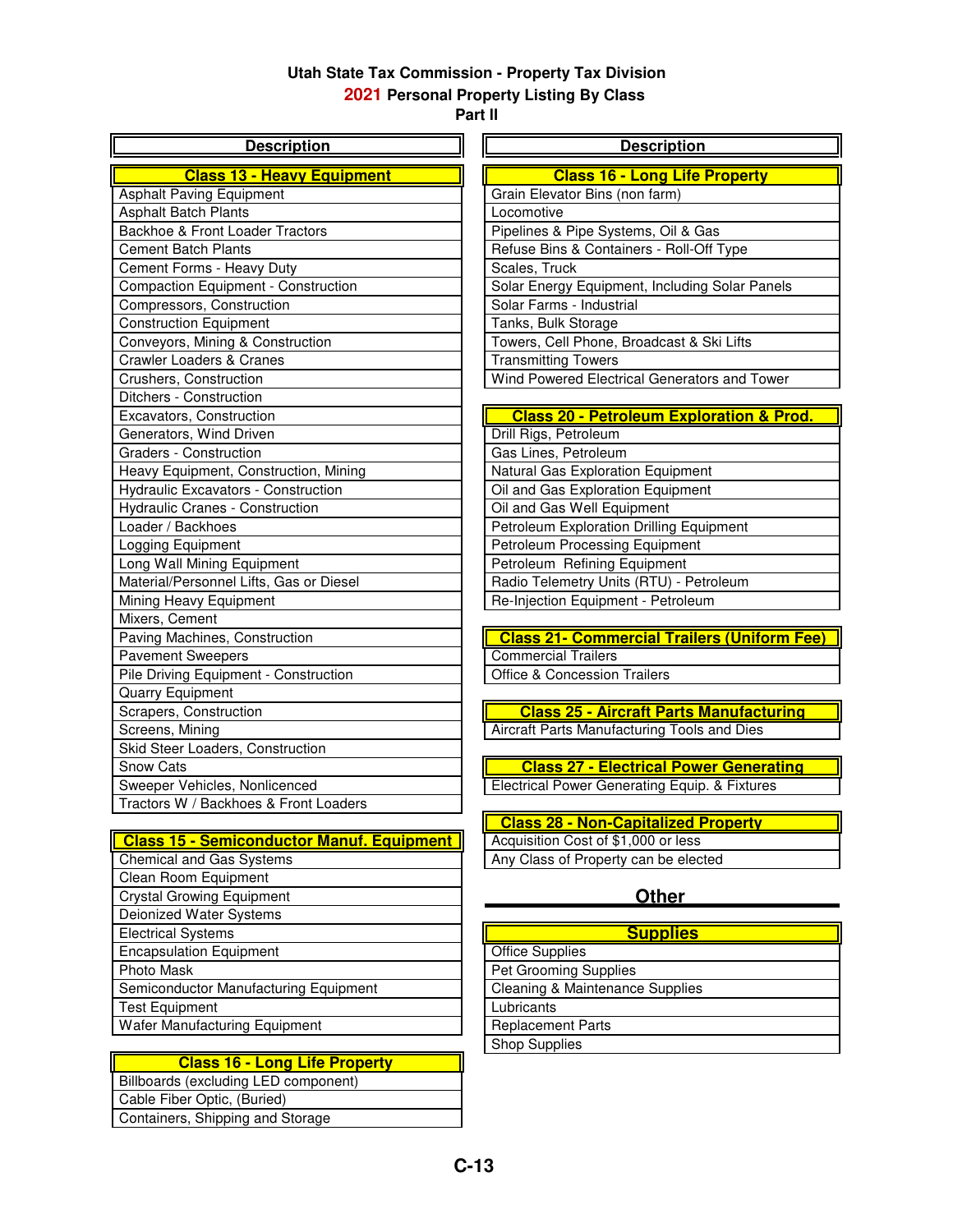# Utah State Tax Commission - Property Tax Division

## 2021 Personal Property Listing By Class

### Part II

| Description |
| --- |
| **Class 13 - Heavy Equipment** |
| Asphalt Paving Equipment |
| Asphalt Batch Plants |
| Backhoe & Front Loader Tractors |
| Cement Batch Plants |
| Cement Forms - Heavy Duty |
| Compaction Equipment - Construction |
| Compressors, Construction |
| Construction Equipment |
| Conveyors, Mining & Construction |
| Crawler Loaders & Cranes |
| Crushers, Construction |
| Ditchers - Construction |
| Excavators, Construction |
| Generators, Wind Driven |
| Graders - Construction |
| Heavy Equipment, Construction, Mining |
| Hydraulic Excavators - Construction |
| Hydraulic Cranes - Construction |
| Loader / Backhoes |
| Logging Equipment |
| Long Wall Mining Equipment |
| Material/Personnel Lifts, Gas or Diesel |
| Mining Heavy Equipment |
| Mixers, Cement |
| Paving Machines, Construction |
| Pavement Sweepers |
| Pile Driving Equipment - Construction |
| Quarry Equipment |
| Scrapers, Construction |
| Screens, Mining |
| Skid Steer Loaders, Construction |
| Snow Cats |
| Sweeper Vehicles, Nonlicenced |
| Tractors W / Backhoes & Front Loaders |

| Description |
| --- |
| **Class 15 - Semiconductor Manuf. Equipment** |
| Chemical and Gas Systems |
| Clean Room Equipment |
| Crystal Growing Equipment |
| Deionized Water Systems |
| Electrical Systems |
| Encapsulation Equipment |
| Photo Mask |
| Semiconductor Manufacturing Equipment |
| Test Equipment |
| Wafer Manufacturing Equipment |

| Description |
| --- |
| **Class 16 - Long Life Property** |
| Billboards (excluding LED component) |
| Cable Fiber Optic, (Buried) |
| Containers, Shipping and Storage |
| Grain Elevator Bins (non farm) |
| Locomotive |
| Pipelines & Pipe Systems, Oil & Gas |
| Refuse Bins & Containers - Roll-Off Type |
| Scales, Truck |
| Solar Energy Equipment, Including Solar Panels |
| Solar Farms - Industrial |
| Tanks, Bulk Storage |
| Towers, Cell Phone, Broadcast & Ski Lifts |
| Transmitting Towers |
| Wind Powered Electrical Generators and Tower |

| Description |
| --- |
| **Class 20 - Petroleum Exploration & Prod.** |
| Drill Rigs, Petroleum |
| Gas Lines, Petroleum |
| Natural Gas Exploration Equipment |
| Oil and Gas Exploration Equipment |
| Oil and Gas Well Equipment |
| Petroleum Exploration Drilling Equipment |
| Petroleum Processing Equipment |
| Petroleum Refining Equipment |
| Radio Telemetry Units (RTU) - Petroleum |
| Re-Injection Equipment - Petroleum |

| Description |
| --- |
| **Class 21- Commercial Trailers (Uniform Fee)** |
| Commercial Trailers |
| Office & Concession Trailers |

| Description |
| --- |
| **Class 25 - Aircraft Parts Manufacturing** |
| Aircraft Parts Manufacturing Tools and Dies |

| Description |
| --- |
| **Class 27 - Electrical Power Generating** |
| Electrical Power Generating Equip. & Fixtures |

| Description |
| --- |
| **Class 28 - Non-Capitalized Property** |
| Acquisition Cost of $1,000 or less |
| Any Class of Property can be elected |

## Other

| Description |
| --- |
| **Supplies** |
| Office Supplies |
| Pet Grooming Supplies |
| Cleaning & Maintenance Supplies |
| Lubricants |
| Replacement Parts |
| Shop Supplies |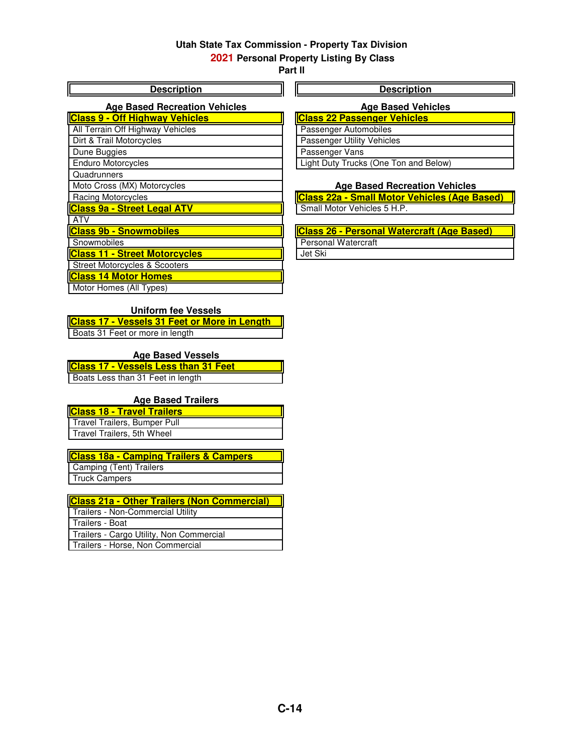**Utah State Tax Commission - Property Tax Division**

**2021 Personal Property Listing By Class**

**Part II**

| Description |
|---|
| **Age Based Recreation Vehicles** |
| **Class 9 - Off Highway Vehicles** |
| All Terrain Off Highway Vehicles |
| Dirt & Trail Motorcycles |
| Dune Buggies |
| Enduro Motorcycles |
| Quadrunners |
| Moto Cross (MX) Motorcycles |
| Racing Motorcycles |
| **Class 9a - Street Legal ATV** |
| ATV |
| **Class 9b - Snowmobiles** |
| Snowmobiles |
| **Class 11 - Street Motorcycles** |
| Street Motorcycles & Scooters |
| **Class 14 Motor Homes** |
| Motor Homes (All Types) |
| **Uniform fee Vessels** |
| **Class 17 - Vessels 31 Feet or More in Length** |
| Boats 31 Feet or more in length |
| **Age Based Vessels** |
| **Class 17 - Vessels Less than 31 Feet** |
| Boats Less than 31 Feet in length |
| **Age Based Trailers** |
| **Class 18 - Travel Trailers** |
| Travel Trailers, Bumper Pull |
| Travel Trailers, 5th Wheel |
| **Class 18a - Camping Trailers & Campers** |
| Camping (Tent) Trailers |
| Truck Campers |
| **Class 21a - Other Trailers (Non Commercial)** |
| Trailers - Non-Commercial Utility |
| Trailers - Boat |
| Trailers - Cargo Utility, Non Commercial |
| Trailers - Horse, Non Commercial |

| Description |
|---|
| **Age Based Vehicles** |
| **Class 22 Passenger Vehicles** |
| Passenger Automobiles |
| Passenger Utility Vehicles |
| Passenger Vans |
| Light Duty Trucks (One Ton and Below) |
| **Age Based Recreation Vehicles** |
| **Class 22a - Small Motor Vehicles (Age Based)** |
| Small Motor Vehicles 5 H.P. |
| **Class 26 - Personal Watercraft (Age Based)** |
| Personal Watercraft |
| Jet Ski |